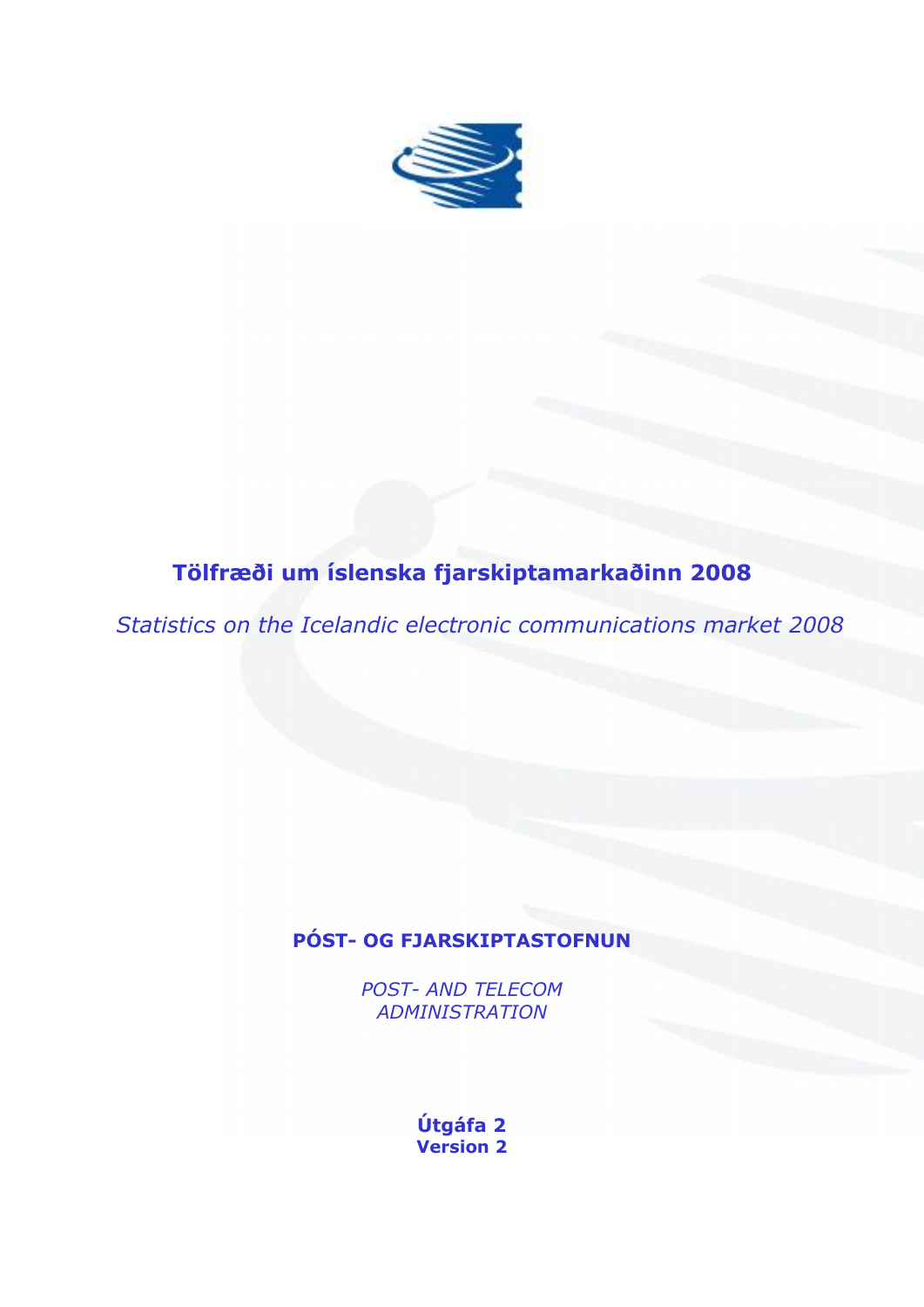# Tölfræði um íslenska fjarskiptamarkaðinn 2008

*Statistics on the Icelandic electronic communications market 2008*

**PÓST- OG FJARSKIPTASTOFNUN**

*POST- AND TELECOM ADMINISTRATION*

**Útgáfa 2**
**Version 2**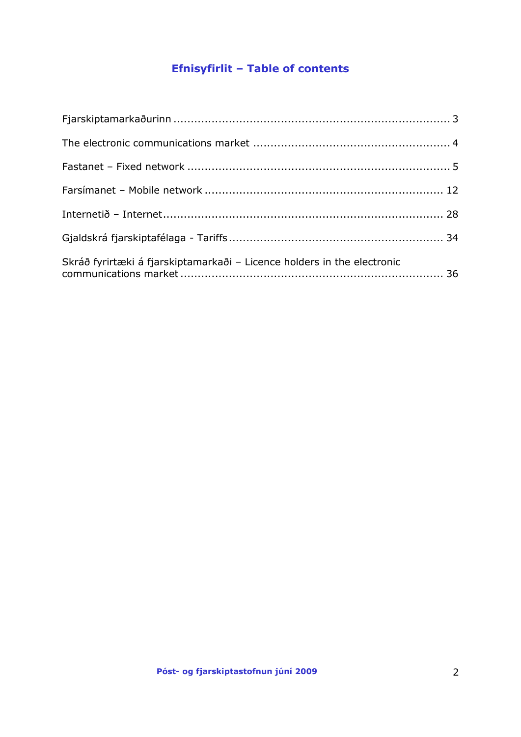# Efnisyfirlit – Table of contents

Fjarskiptamarkaðurinn ................................................................................ 3

The electronic communications market ........................................................ 4

Fastanet – Fixed network ........................................................................... 5

Farsímanet – Mobile network .................................................................... 12

Internetið – Internet.................................................................................. 28

Gjaldskrá fjarskiptafélaga - Tariffs ............................................................. 34

Skráð fyrirtæki á fjarskiptamarkaði – Licence holders in the electronic communications market ........................................................................... 36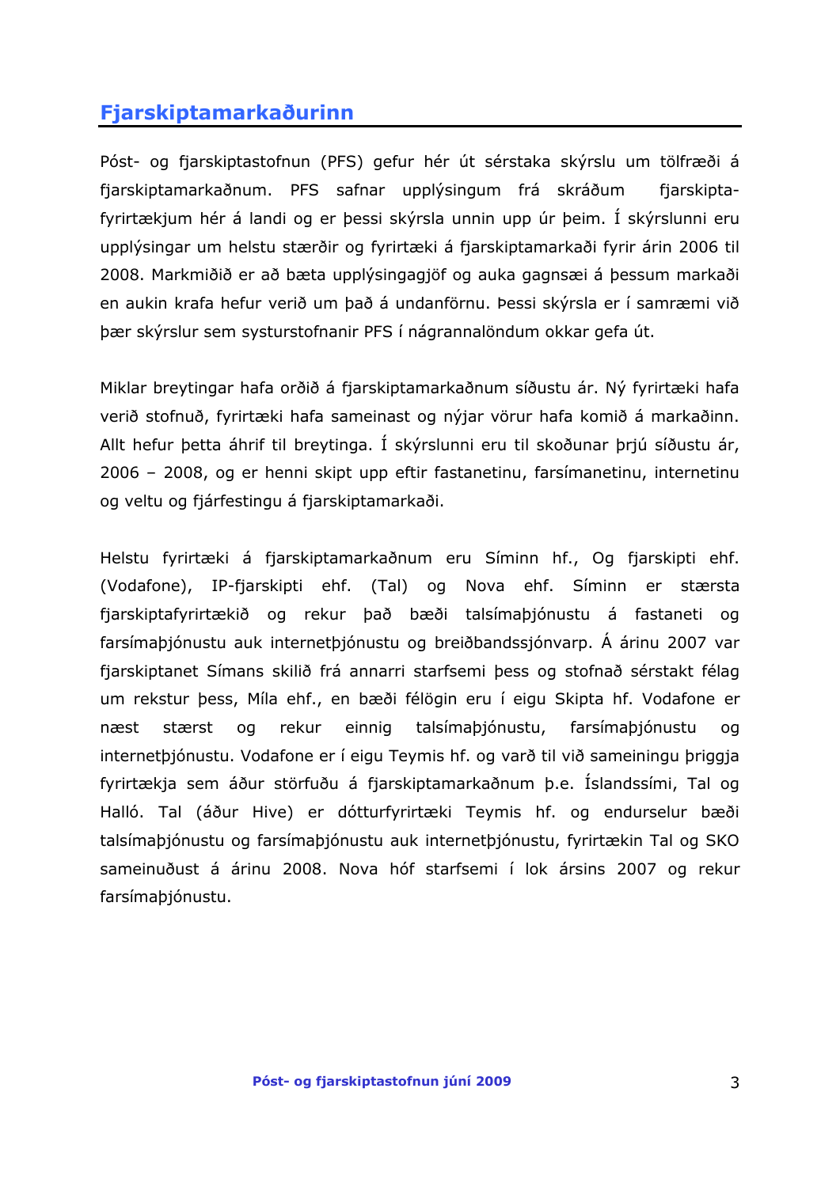## Fjarskiptamarkaðurinn

Póst- og fjarskiptastofnun (PFS) gefur hér út sérstaka skýrslu um tölfræði á fjarskiptamarkaðnum. PFS safnar upplýsingum frá skráðum fjarskipta-fyrirtækjum hér á landi og er þessi skýrsla unnin upp úr þeim. Í skýrslunni eru upplýsingar um helstu stærðir og fyrirtæki á fjarskiptamarkaði fyrir árin 2006 til 2008. Markmiðið er að bæta upplýsingagjöf og auka gagnsæi á þessum markaði en aukin krafa hefur verið um það á undanförnu. Þessi skýrsla er í samræmi við þær skýrslur sem systurstofnanir PFS í nágrannalöndum okkar gefa út.

Miklar breytingar hafa orðið á fjarskiptamarkaðnum síðustu ár. Ný fyrirtæki hafa verið stofnuð, fyrirtæki hafa sameinast og nýjar vörur hafa komið á markaðinn. Allt hefur þetta áhrif til breytinga. Í skýrslunni eru til skoðunar þrjú síðustu ár, 2006 – 2008, og er henni skipt upp eftir fastanetinu, farsímanetinu, internetinu og veltu og fjárfestingu á fjarskiptamarkaði.

Helstu fyrirtæki á fjarskiptamarkaðnum eru Síminn hf., Og fjarskipti ehf. (Vodafone), IP-fjarskipti ehf. (Tal) og Nova ehf. Síminn er stærsta fjarskiptafyrirtækið og rekur það bæði talsímaþjónustu á fastaneti og farsímaþjónustu auk internetþjónustu og breiðbandssjónvarp. Á árinu 2007 var fjarskiptanet Símans skilið frá annarri starfsemi þess og stofnað sérstakt félag um rekstur þess, Míla ehf., en bæði félögin eru í eigu Skipta hf. Vodafone er næst stærst og rekur einnig talsímaþjónustu, farsímaþjónustu og internetþjónustu. Vodafone er í eigu Teymis hf. og varð til við sameiningu þriggja fyrirtækja sem áður störfuðu á fjarskiptamarkaðnum þ.e. Íslandssími, Tal og Halló. Tal (áður Hive) er dótturfyrirtæki Teymis hf. og endurselur bæði talsímaþjónustu og farsímaþjónustu auk internetþjónustu, fyrirtækin Tal og SKO sameinuðust á árinu 2008. Nova hóf starfsemi í lok ársins 2007 og rekur farsímaþjónustu.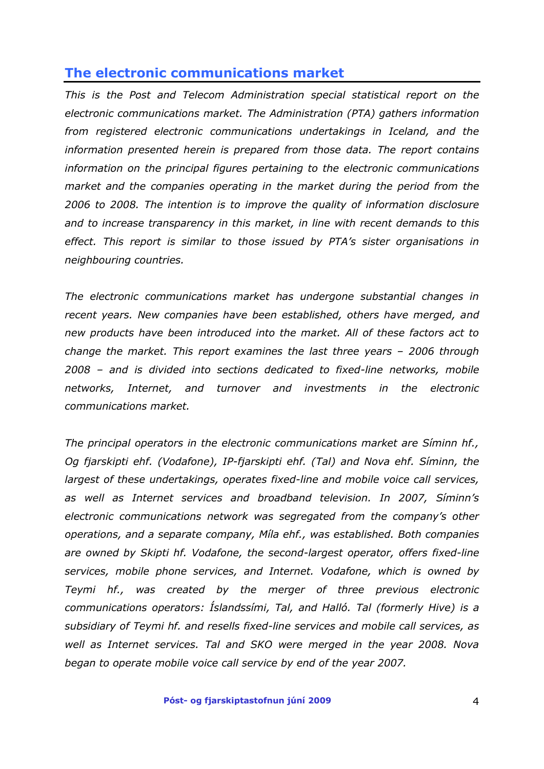## The electronic communications market

*This is the Post and Telecom Administration special statistical report on the electronic communications market. The Administration (PTA) gathers information from registered electronic communications undertakings in Iceland, and the information presented herein is prepared from those data. The report contains information on the principal figures pertaining to the electronic communications market and the companies operating in the market during the period from the 2006 to 2008. The intention is to improve the quality of information disclosure and to increase transparency in this market, in line with recent demands to this effect. This report is similar to those issued by PTA's sister organisations in neighbouring countries.*

*The electronic communications market has undergone substantial changes in recent years. New companies have been established, others have merged, and new products have been introduced into the market. All of these factors act to change the market. This report examines the last three years – 2006 through 2008 – and is divided into sections dedicated to fixed-line networks, mobile networks, Internet, and turnover and investments in the electronic communications market.*

*The principal operators in the electronic communications market are Síminn hf., Og fjarskipti ehf. (Vodafone), IP-fjarskipti ehf. (Tal) and Nova ehf. Síminn, the largest of these undertakings, operates fixed-line and mobile voice call services, as well as Internet services and broadband television. In 2007, Síminn's electronic communications network was segregated from the company's other operations, and a separate company, Míla ehf., was established. Both companies are owned by Skipti hf. Vodafone, the second-largest operator, offers fixed-line services, mobile phone services, and Internet. Vodafone, which is owned by Teymi hf., was created by the merger of three previous electronic communications operators: Íslandssími, Tal, and Halló. Tal (formerly Hive) is a subsidiary of Teymi hf. and resells fixed-line services and mobile call services, as well as Internet services. Tal and SKO were merged in the year 2008. Nova began to operate mobile voice call service by end of the year 2007.*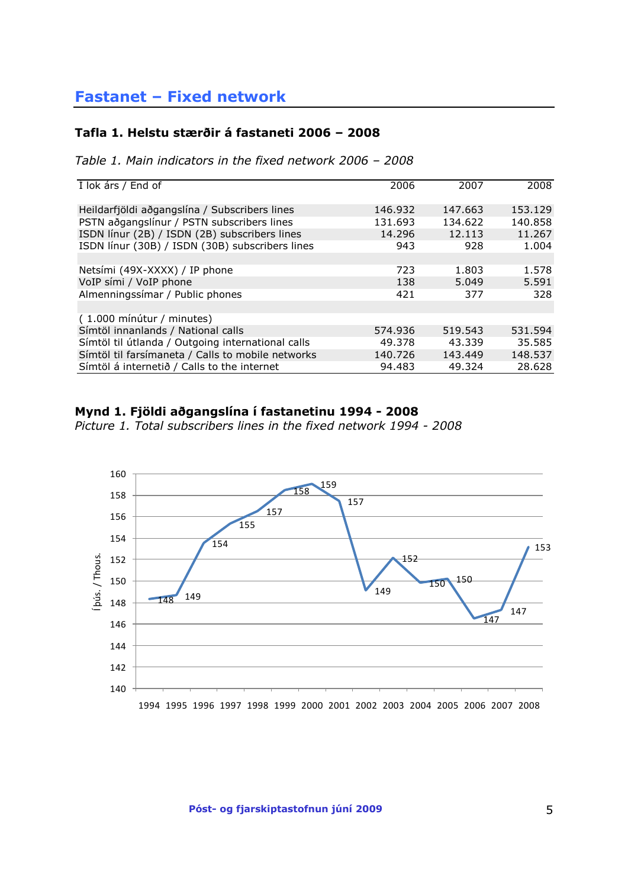# Fastanet – Fixed network

### Tafla 1. Helstu stærðir á fastaneti 2006 – 2008

*Table 1. Main indicators in the fixed network 2006 – 2008*

| Í lok árs / End of | 2006 | 2007 | 2008 |
|---|---|---|---|
| Heildarfjöldi aðgangslína / Subscribers lines | 146.932 | 147.663 | 153.129 |
| PSTN aðgangslínur / PSTN subscribers lines | 131.693 | 134.622 | 140.858 |
| ISDN línur (2B) / ISDN (2B) subscribers lines | 14.296 | 12.113 | 11.267 |
| ISDN línur (30B) / ISDN (30B) subscribers lines | 943 | 928 | 1.004 |
| | | | |
| Netsími (49X-XXXX) / IP phone | 723 | 1.803 | 1.578 |
| VoIP sími / VoIP phone | 138 | 5.049 | 5.591 |
| Almenningssímar / Public phones | 421 | 377 | 328 |
| | | | |
| ( 1.000 mínútur / minutes) | | | |
| Símtöl innanlands / National calls | 574.936 | 519.543 | 531.594 |
| Símtöl til útlanda / Outgoing international calls | 49.378 | 43.339 | 35.585 |
| Símtöl til farsímaneta / Calls to mobile networks | 140.726 | 143.449 | 148.537 |
| Símtöl á internetið / Calls to the internet | 94.483 | 49.324 | 28.628 |

### Mynd 1. Fjöldi aðgangslína í fastanetinu 1994 - 2008

*Picture 1. Total subscribers lines in the fixed network 1994 - 2008*

| Ár / Year | Þús. / Thous. |
|---|---|
| 1994 | 148 |
| 1995 | 149 |
| 1996 | 154 |
| 1997 | 155 |
| 1998 | 157 |
| 1999 | 158 |
| 2000 | 159 |
| 2001 | 157 |
| 2002 | 149 |
| 2003 | 152 |
| 2004 | 150 |
| 2005 | 150 |
| 2006 | 147 |
| 2007 | 147 |
| 2008 | 153 |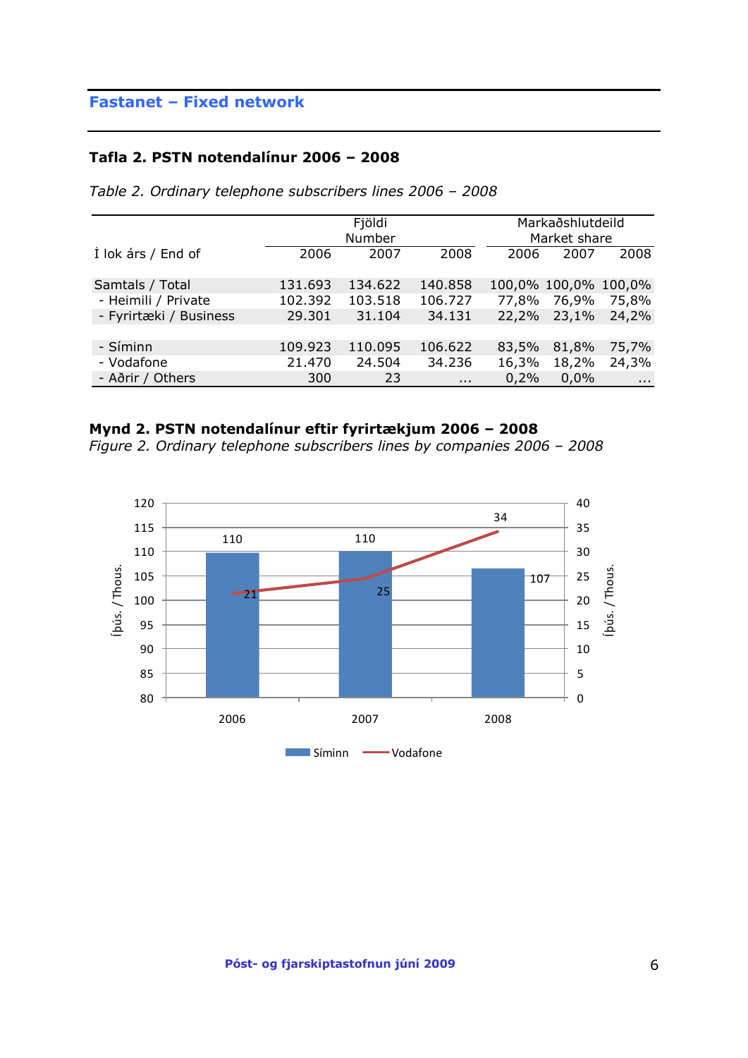## Fastanet – Fixed network

### Tafla 2. PSTN notendalínur 2006 – 2008

*Table 2. Ordinary telephone subscribers lines 2006 – 2008*

| | Fjöldi Number | | | Markaðshlutdeild Market share | | |
|---|---|---|---|---|---|---|
| Í lok árs / End of | 2006 | 2007 | 2008 | 2006 | 2007 | 2008 |
| Samtals / Total | 131.693 | 134.622 | 140.858 | 100,0% | 100,0% | 100,0% |
| - Heimili / Private | 102.392 | 103.518 | 106.727 | 77,8% | 76,9% | 75,8% |
| - Fyrirtæki / Business | 29.301 | 31.104 | 34.131 | 22,2% | 23,1% | 24,2% |
| | | | | | | |
| - Síminn | 109.923 | 110.095 | 106.622 | 83,5% | 81,8% | 75,7% |
| - Vodafone | 21.470 | 24.504 | 34.236 | 16,3% | 18,2% | 24,3% |
| - Aðrir / Others | 300 | 23 | … | 0,2% | 0,0% | … |

### Mynd 2. PSTN notendalínur eftir fyrirtækjum 2006 – 2008

*Figure 2. Ordinary telephone subscribers lines by companies 2006 – 2008*

| | 2006 | 2007 | 2008 |
|---|---|---|---|
| Síminn (Þús. / Thous.) | 110 | 110 | 107 |
| Vodafone (Þús. / Thous.) | 21 | 25 | 34 |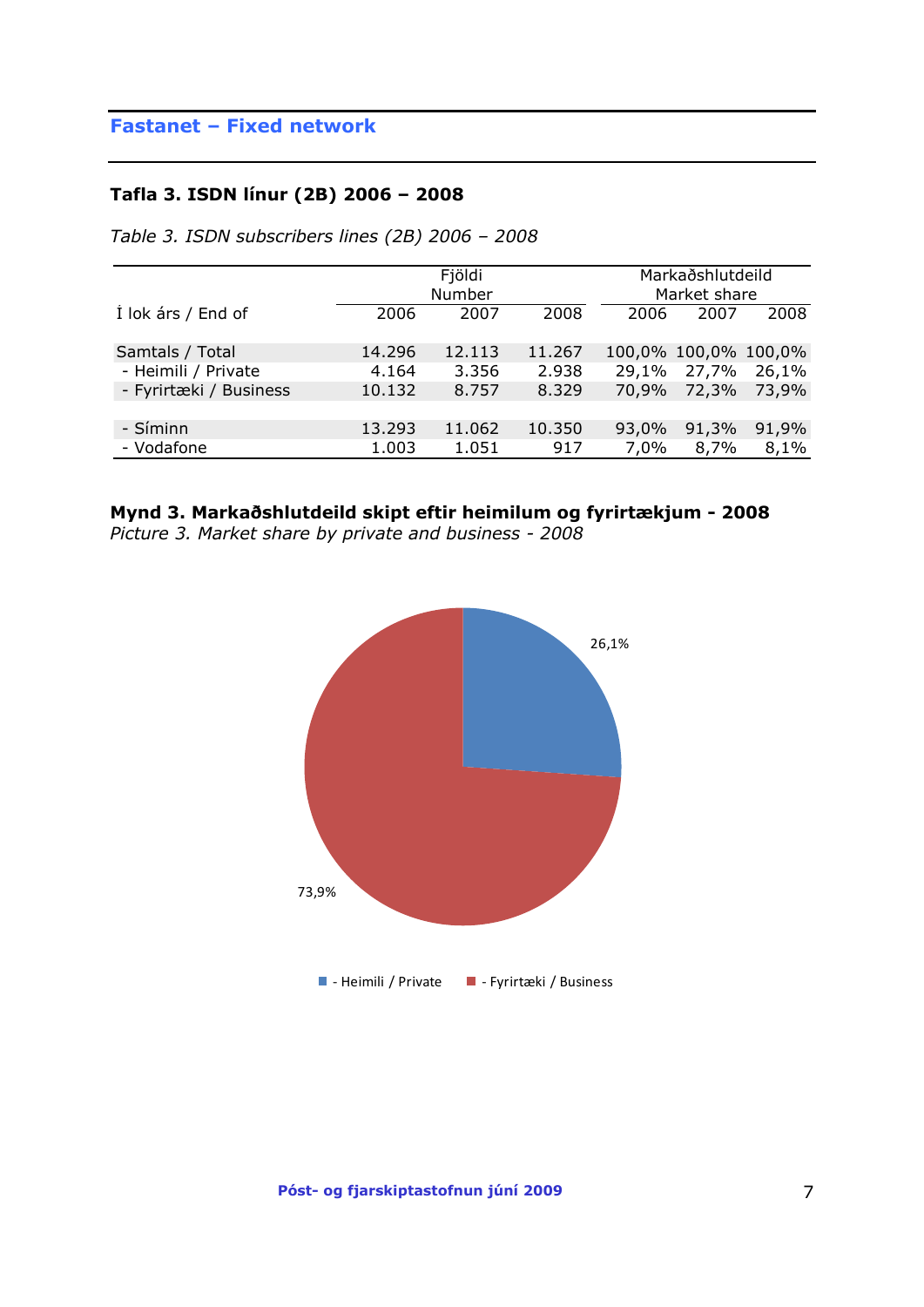## Fastanet – Fixed network

### Tafla 3. ISDN línur (2B) 2006 – 2008

*Table 3. ISDN subscribers lines (2B) 2006 – 2008*

| | Fjöldi Number | | | Markaðshlutdeild Market share | | |
|---|---|---|---|---|---|---|
| Í lok árs / End of | 2006 | 2007 | 2008 | 2006 | 2007 | 2008 |
| Samtals / Total | 14.296 | 12.113 | 11.267 | 100,0% | 100,0% | 100,0% |
| - Heimili / Private | 4.164 | 3.356 | 2.938 | 29,1% | 27,7% | 26,1% |
| - Fyrirtæki / Business | 10.132 | 8.757 | 8.329 | 70,9% | 72,3% | 73,9% |
| | | | | | | |
| - Síminn | 13.293 | 11.062 | 10.350 | 93,0% | 91,3% | 91,9% |
| - Vodafone | 1.003 | 1.051 | 917 | 7,0% | 8,7% | 8,1% |

**Mynd 3. Markaðshlutdeild skipt eftir heimilum og fyrirtækjum - 2008**
*Picture 3. Market share by private and business - 2008*

26,1%

73,9%

- Heimili / Private
- Fyrirtæki / Business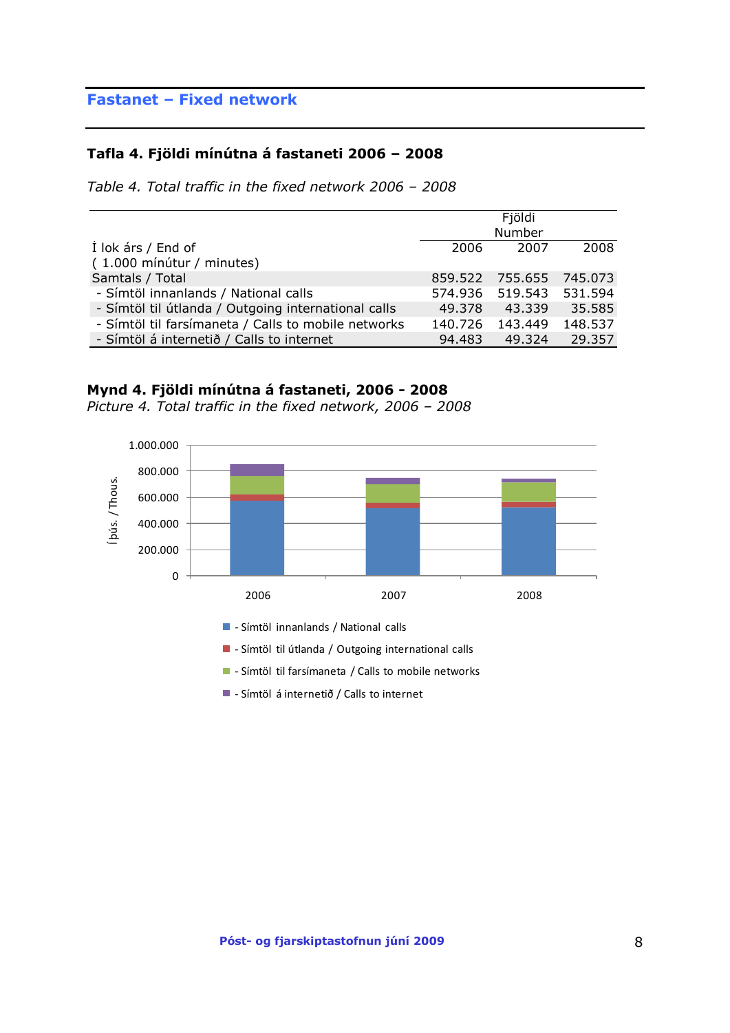## Fastanet – Fixed network

### Tafla 4. Fjöldi mínútna á fastaneti 2006 – 2008

*Table 4. Total traffic in the fixed network 2006 – 2008*

| Í lok árs / End of ( 1.000 mínútur / minutes) | Fjöldi Number 2006 | 2007 | 2008 |
|---|---|---|---|
| Samtals / Total | 859.522 | 755.655 | 745.073 |
| - Símtöl innanlands / National calls | 574.936 | 519.543 | 531.594 |
| - Símtöl til útlanda / Outgoing international calls | 49.378 | 43.339 | 35.585 |
| - Símtöl til farsímaneta / Calls to mobile networks | 140.726 | 143.449 | 148.537 |
| - Símtöl á internetið / Calls to internet | 94.483 | 49.324 | 29.357 |

### Mynd 4. Fjöldi mínútna á fastaneti, 2006 - 2008

*Picture 4. Total traffic in the fixed network, 2006 – 2008*

Þús. / Thous.

1.000.000
800.000
600.000
400.000
200.000
0

2006 2007 2008

- Símtöl innanlands / National calls
- Símtöl til útlanda / Outgoing international calls
- Símtöl til farsímaneta / Calls to mobile networks
- Símtöl á internetið / Calls to internet

Póst- og fjarskiptastofnun júní 2009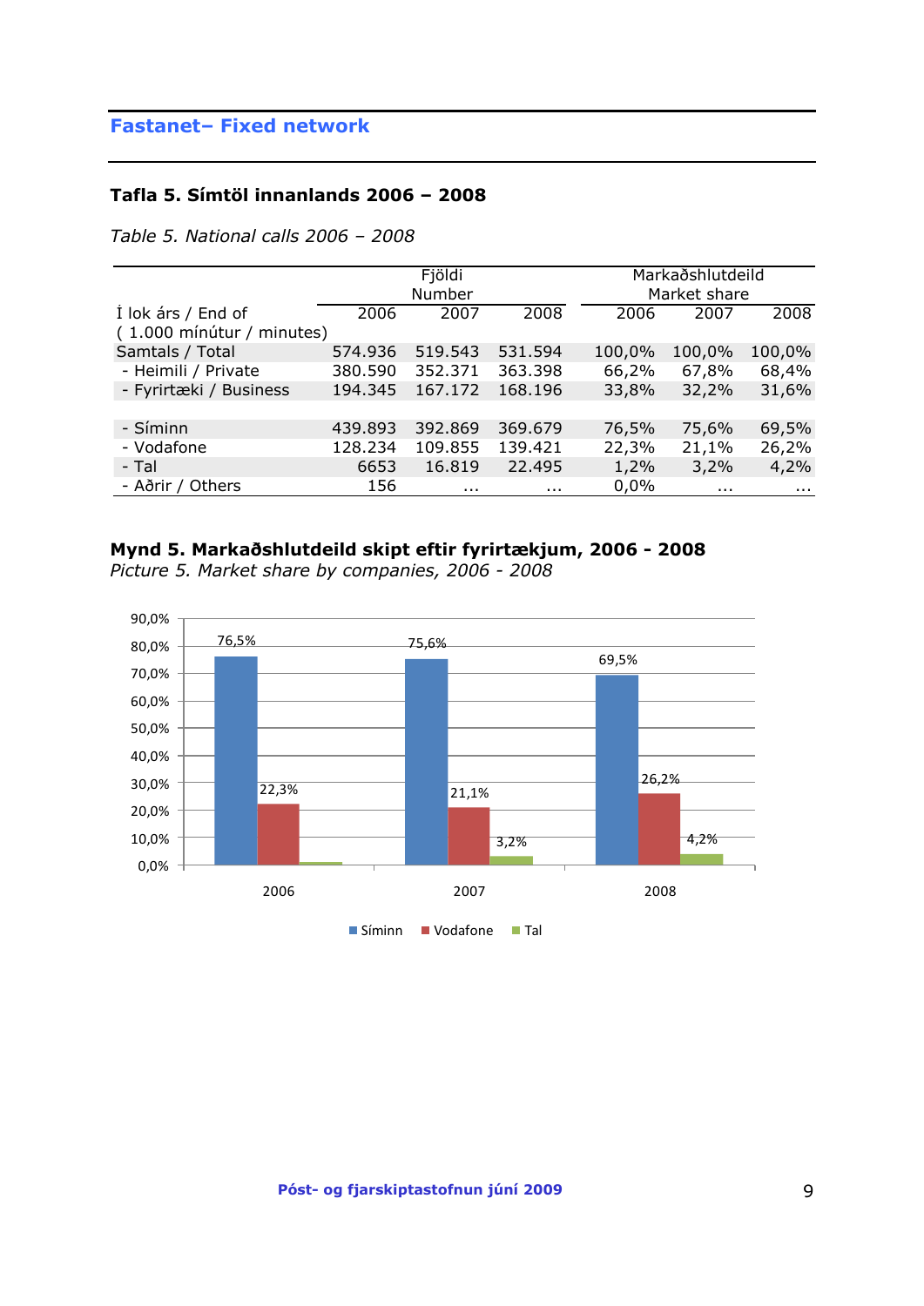## Fastanet– Fixed network

### Tafla 5. Símtöl innanlands 2006 – 2008

*Table 5. National calls 2006 – 2008*

| Í lok árs / End of ( 1.000 mínútur / minutes) | Fjöldi Number | | | Markaðshlutdeild Market share | | |
|---|---|---|---|---|---|---|
| | 2006 | 2007 | 2008 | 2006 | 2007 | 2008 |
| Samtals / Total | 574.936 | 519.543 | 531.594 | 100,0% | 100,0% | 100,0% |
| - Heimili / Private | 380.590 | 352.371 | 363.398 | 66,2% | 67,8% | 68,4% |
| - Fyrirtæki / Business | 194.345 | 167.172 | 168.196 | 33,8% | 32,2% | 31,6% |
| | | | | | | |
| - Síminn | 439.893 | 392.869 | 369.679 | 76,5% | 75,6% | 69,5% |
| - Vodafone | 128.234 | 109.855 | 139.421 | 22,3% | 21,1% | 26,2% |
| - Tal | 6653 | 16.819 | 22.495 | 1,2% | 3,2% | 4,2% |
| - Aðrir / Others | 156 | ... | ... | 0,0% | ... | ... |

### Mynd 5. Markaðshlutdeild skipt eftir fyrirtækjum, 2006 - 2008

*Picture 5. Market share by companies, 2006 - 2008*

| | Síminn | Vodafone | Tal |
|---|---|---|---|
| 2006 | 76,5% | 22,3% | |
| 2007 | 75,6% | 21,1% | 3,2% |
| 2008 | 69,5% | 26,2% | 4,2% |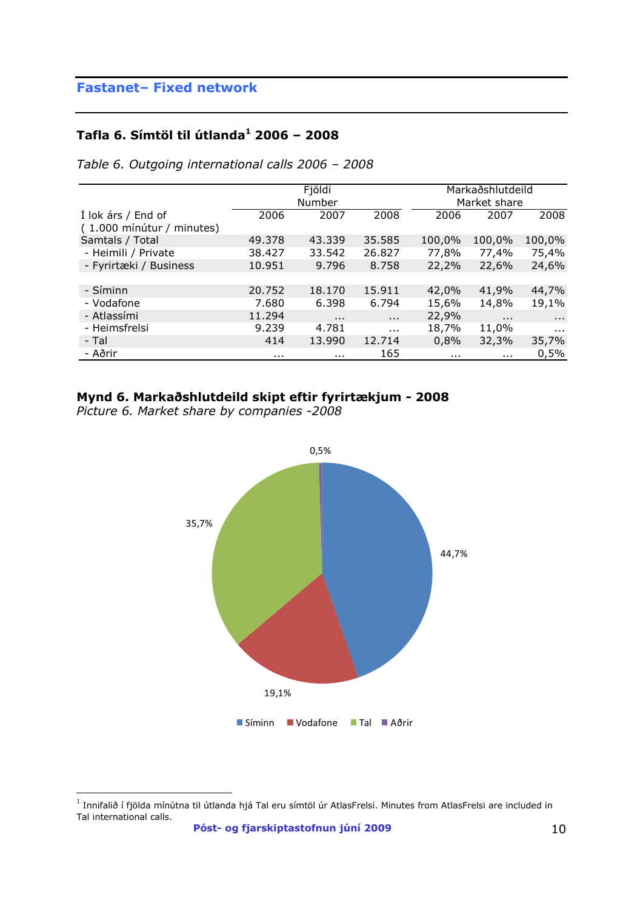## Fastanet– Fixed network

### Tafla 6. Símtöl til útlanda[1] 2006 – 2008

*Table 6. Outgoing international calls 2006 – 2008*

| | Fjöldi Number | | | Markaðshlutdeild Market share | | |
|---|---|---|---|---|---|---|
| Í lok árs / End of ( 1.000 mínútur / minutes) | 2006 | 2007 | 2008 | 2006 | 2007 | 2008 |
| Samtals / Total | 49.378 | 43.339 | 35.585 | 100,0% | 100,0% | 100,0% |
| - Heimili / Private | 38.427 | 33.542 | 26.827 | 77,8% | 77,4% | 75,4% |
| - Fyrirtæki / Business | 10.951 | 9.796 | 8.758 | 22,2% | 22,6% | 24,6% |
| | | | | | | |
| - Síminn | 20.752 | 18.170 | 15.911 | 42,0% | 41,9% | 44,7% |
| - Vodafone | 7.680 | 6.398 | 6.794 | 15,6% | 14,8% | 19,1% |
| - Atlassími | 11.294 | ... | ... | 22,9% | ... | ... |
| - Heimsfrelsi | 9.239 | 4.781 | ... | 18,7% | 11,0% | ... |
| - Tal | 414 | 13.990 | 12.714 | 0,8% | 32,3% | 35,7% |
| - Aðrir | ... | ... | 165 | ... | ... | 0,5% |

**Mynd 6. Markaðshlutdeild skipt eftir fyrirtækjum - 2008**
*Picture 6. Market share by companies -2008*

0,5%

35,7%

44,7%

19,1%

Síminn Vodafone Tal Aðrir

[1] Innifalið í fjölda mínútna til útlanda hjá Tal eru símtöl úr AtlasFrelsi. Minutes from AtlasFrelsi are included in Tal international calls.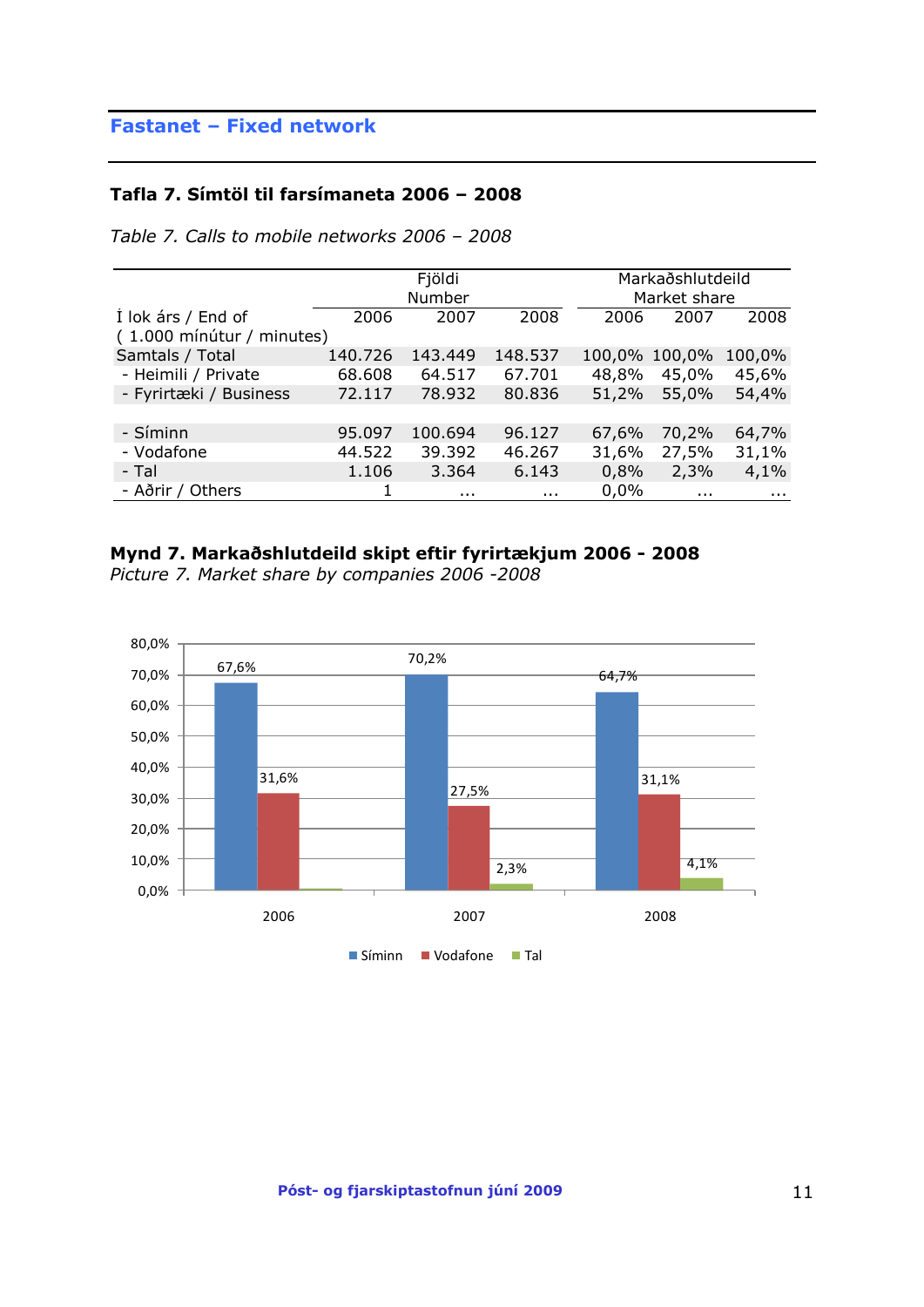## Fastanet – Fixed network

### Tafla 7. Símtöl til farsímaneta 2006 – 2008

*Table 7. Calls to mobile networks 2006 – 2008*

| | Fjöldi Number | | | Markaðshlutdeild Market share | | |
|---|---|---|---|---|---|---|
| Í lok árs / End of ( 1.000 mínútur / minutes) | 2006 | 2007 | 2008 | 2006 | 2007 | 2008 |
| Samtals / Total | 140.726 | 143.449 | 148.537 | 100,0% | 100,0% | 100,0% |
| - Heimili / Private | 68.608 | 64.517 | 67.701 | 48,8% | 45,0% | 45,6% |
| - Fyrirtæki / Business | 72.117 | 78.932 | 80.836 | 51,2% | 55,0% | 54,4% |
| | | | | | | |
| - Síminn | 95.097 | 100.694 | 96.127 | 67,6% | 70,2% | 64,7% |
| - Vodafone | 44.522 | 39.392 | 46.267 | 31,6% | 27,5% | 31,1% |
| - Tal | 1.106 | 3.364 | 6.143 | 0,8% | 2,3% | 4,1% |
| - Aðrir / Others | 1 | ... | ... | 0,0% | ... | ... |

### Mynd 7. Markaðshlutdeild skipt eftir fyrirtækjum 2006 - 2008

*Picture 7. Market share by companies 2006 -2008*

| | Síminn | Vodafone | Tal |
|---|---|---|---|
| 2006 | 67,6% | 31,6% | |
| 2007 | 70,2% | 27,5% | 2,3% |
| 2008 | 64,7% | 31,1% | 4,1% |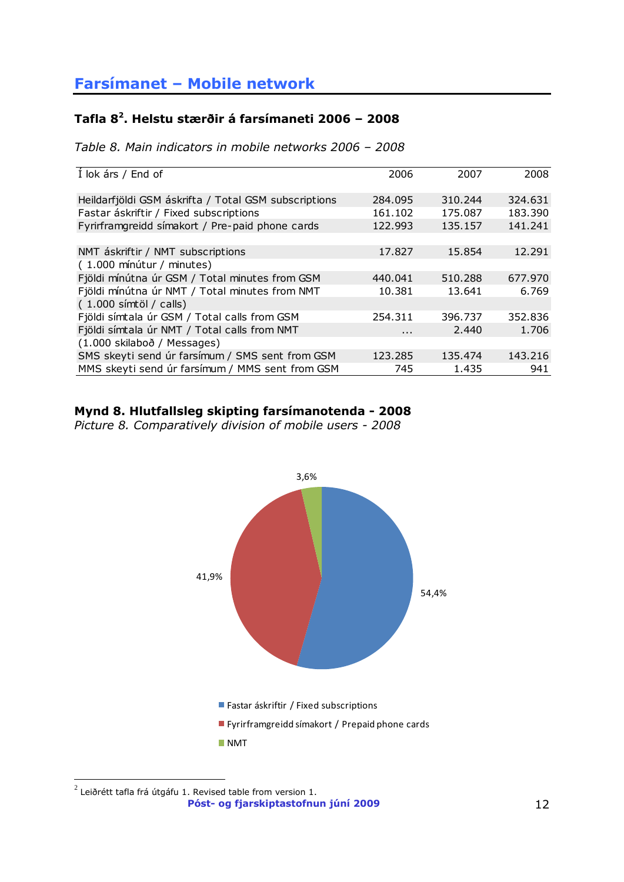## Farsímanet – Mobile network

### Tafla 8[2]. Helstu stærðir á farsímaneti 2006 – 2008

*Table 8. Main indicators in mobile networks 2006 – 2008*

| Í lok árs / End of | 2006 | 2007 | 2008 |
|---|---|---|---|
| Heildarfjöldi GSM áskrifta / Total GSM subscriptions | 284.095 | 310.244 | 324.631 |
| Fastar áskriftir / Fixed subscriptions | 161.102 | 175.087 | 183.390 |
| Fyrirframgreidd símakort / Pre-paid phone cards | 122.993 | 135.157 | 141.241 |
| | | | |
| NMT áskriftir / NMT subscriptions | 17.827 | 15.854 | 12.291 |
| ( 1.000 mínútur / minutes) | | | |
| Fjöldi mínútna úr GSM / Total minutes from GSM | 440.041 | 510.288 | 677.970 |
| Fjöldi mínútna úr NMT / Total minutes from NMT | 10.381 | 13.641 | 6.769 |
| ( 1.000 símtöl / calls) | | | |
| Fjöldi símtala úr GSM / Total calls from GSM | 254.311 | 396.737 | 352.836 |
| Fjöldi símtala úr NMT / Total calls from NMT | ... | 2.440 | 1.706 |
| (1.000 skilaboð / Messages) | | | |
| SMS skeyti send úr farsímum / SMS sent from GSM | 123.285 | 135.474 | 143.216 |
| MMS skeyti send úr farsímum / MMS sent from GSM | 745 | 1.435 | 941 |

### Mynd 8. Hlutfallsleg skipting farsímanotenda - 2008

*Picture 8. Comparatively division of mobile users - 2008*

- Fastar áskriftir / Fixed subscriptions: 54,4%
- Fyrirframgreidd símakort / Prepaid phone cards: 41,9%
- NMT: 3,6%

[2] Leiðrétt tafla frá útgáfu 1. Revised table from version 1.

Póst- og fjarskiptastofnun júní 2009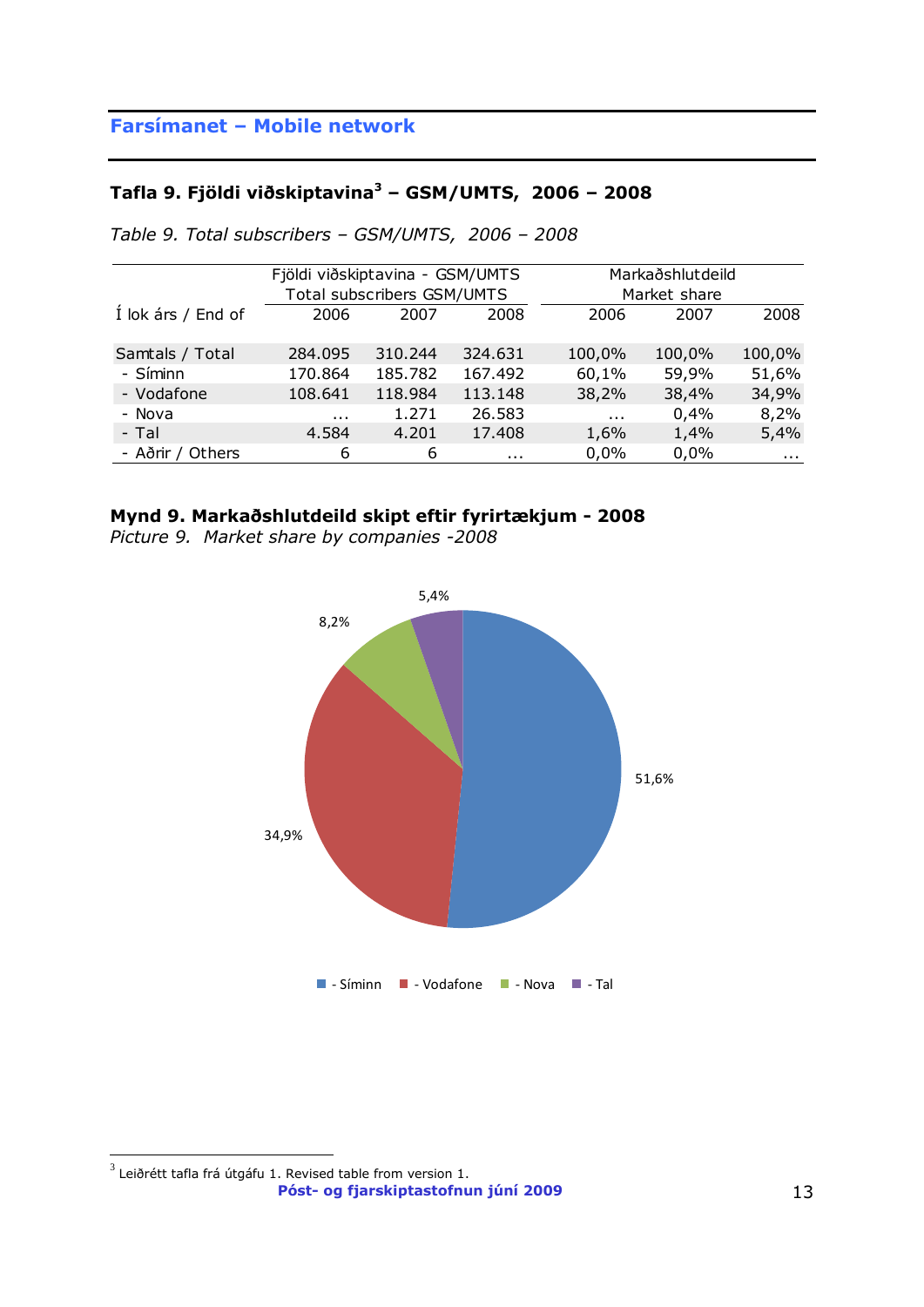## Farsímanet – Mobile network

### Tafla 9. Fjöldi viðskiptavina[3] – GSM/UMTS, 2006 – 2008

*Table 9. Total subscribers – GSM/UMTS, 2006 – 2008*

| | Fjöldi viðskiptavina - GSM/UMTS Total subscribers GSM/UMTS | | | Markaðshlutdeild Market share | | |
|---|---|---|---|---|---|---|
| Í lok árs / End of | 2006 | 2007 | 2008 | 2006 | 2007 | 2008 |
| Samtals / Total | 284.095 | 310.244 | 324.631 | 100,0% | 100,0% | 100,0% |
| - Síminn | 170.864 | 185.782 | 167.492 | 60,1% | 59,9% | 51,6% |
| - Vodafone | 108.641 | 118.984 | 113.148 | 38,2% | 38,4% | 34,9% |
| - Nova | ... | 1.271 | 26.583 | ... | 0,4% | 8,2% |
| - Tal | 4.584 | 4.201 | 17.408 | 1,6% | 1,4% | 5,4% |
| - Aðrir / Others | 6 | 6 | ... | 0,0% | 0,0% | ... |

**Mynd 9. Markaðshlutdeild skipt eftir fyrirtækjum - 2008**

*Picture 9. Market share by companies -2008*

51,6%
34,9%
8,2%
5,4%

- Síminn - Vodafone - Nova - Tal

[3] Leiðrétt tafla frá útgáfu 1. Revised table from version 1.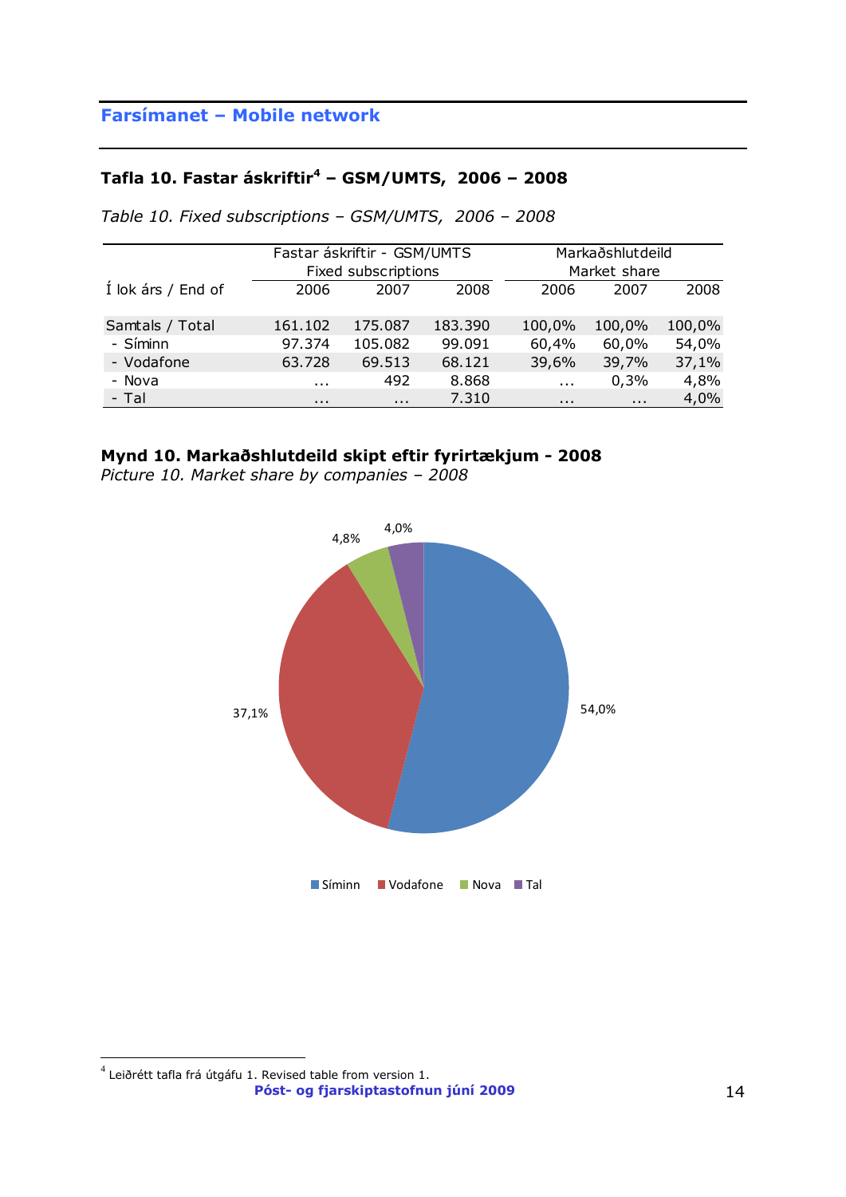## Farsímanet – Mobile network

### Tafla 10. Fastar áskriftir[4] – GSM/UMTS, 2006 – 2008

*Table 10. Fixed subscriptions – GSM/UMTS, 2006 – 2008*

| Í lok árs / End of | Fastar áskriftir - GSM/UMTS Fixed subscriptions | | | Markaðshlutdeild Market share | | |
|---|---|---|---|---|---|---|
| | 2006 | 2007 | 2008 | 2006 | 2007 | 2008 |
| Samtals / Total | 161.102 | 175.087 | 183.390 | 100,0% | 100,0% | 100,0% |
| - Síminn | 97.374 | 105.082 | 99.091 | 60,4% | 60,0% | 54,0% |
| - Vodafone | 63.728 | 69.513 | 68.121 | 39,6% | 39,7% | 37,1% |
| - Nova | … | 492 | 8.868 | … | 0,3% | 4,8% |
| - Tal | … | … | 7.310 | … | … | 4,0% |

### Mynd 10. Markaðshlutdeild skipt eftir fyrirtækjum - 2008

*Picture 10. Market share by companies – 2008*

| | Markaðshlutdeild 2008 |
|---|---|
| Síminn | 54,0% |
| Vodafone | 37,1% |
| Nova | 4,8% |
| Tal | 4,0% |

[4] Leiðrétt tafla frá útgáfu 1. Revised table from version 1.

**Póst- og fjarskiptastofnun júní 2009**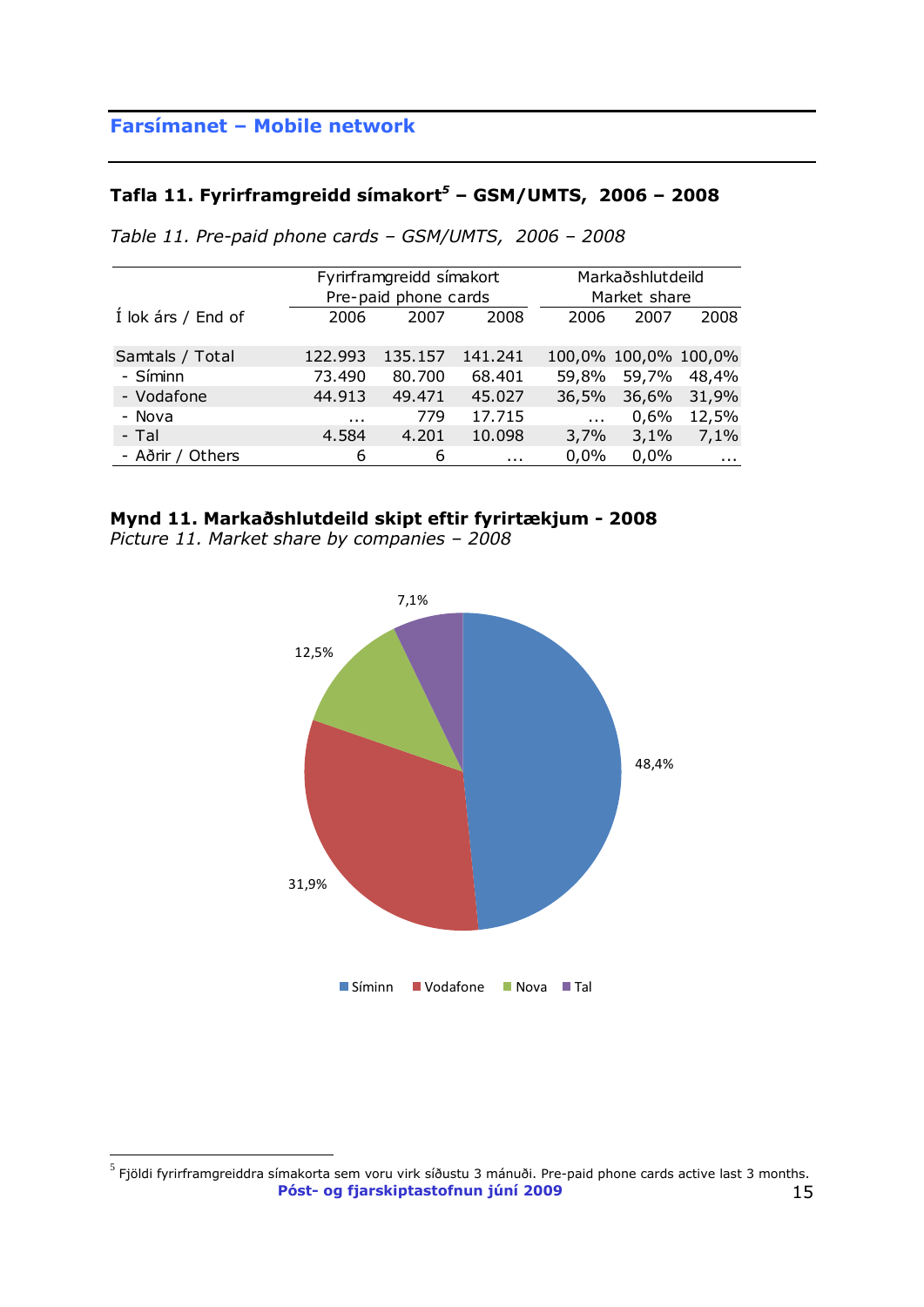## Farsímanet – Mobile network

### Tafla 11. Fyrirframgreidd símakort[5] – GSM/UMTS, 2006 – 2008

*Table 11. Pre-paid phone cards – GSM/UMTS, 2006 – 2008*

| Í lok árs / End of | Fyrirframgreidd símakort Pre-paid phone cards | | | Markaðshlutdeild Market share | | |
|---|---|---|---|---|---|---|
| | 2006 | 2007 | 2008 | 2006 | 2007 | 2008 |
| Samtals / Total | 122.993 | 135.157 | 141.241 | 100,0% | 100,0% | 100,0% |
| - Síminn | 73.490 | 80.700 | 68.401 | 59,8% | 59,7% | 48,4% |
| - Vodafone | 44.913 | 49.471 | 45.027 | 36,5% | 36,6% | 31,9% |
| - Nova | ... | 779 | 17.715 | ... | 0,6% | 12,5% |
| - Tal | 4.584 | 4.201 | 10.098 | 3,7% | 3,1% | 7,1% |
| - Aðrir / Others | 6 | 6 | ... | 0,0% | 0,0% | ... |

**Mynd 11. Markaðshlutdeild skipt eftir fyrirtækjum - 2008**
*Picture 11. Market share by companies – 2008*

| | Síminn | Vodafone | Nova | Tal |
|---|---|---|---|---|
| 2008 | 48,4% | 31,9% | 12,5% | 7,1% |

[5] Fjöldi fyrirframgreiddra símakorta sem voru virk síðustu 3 mánuði. Pre-paid phone cards active last 3 months.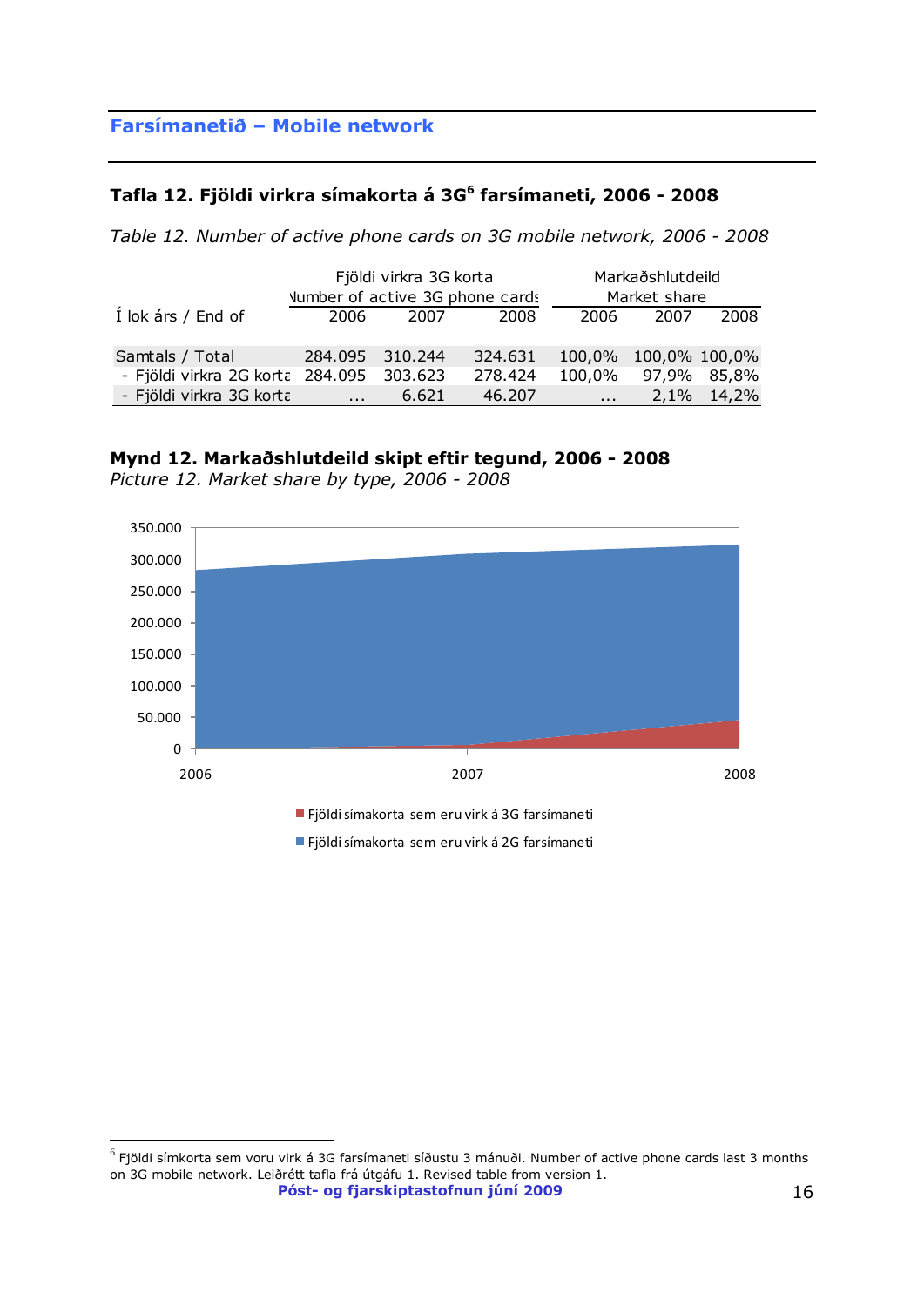## Farsímanetið – Mobile network

### Tafla 12. Fjöldi virkra símakorta á 3G[6] farsímaneti, 2006 - 2008

*Table 12. Number of active phone cards on 3G mobile network, 2006 - 2008*

| Í lok árs / End of | Fjöldi virkra 3G korta Number of active 3G phone cards | | | Markaðshlutdeild Market share | | |
|---|---|---|---|---|---|---|
| | 2006 | 2007 | 2008 | 2006 | 2007 | 2008 |
| Samtals / Total | 284.095 | 310.244 | 324.631 | 100,0% | 100,0% | 100,0% |
| - Fjöldi virkra 2G korta | 284.095 | 303.623 | 278.424 | 100,0% | 97,9% | 85,8% |
| - Fjöldi virkra 3G korta | ... | 6.621 | 46.207 | ... | 2,1% | 14,2% |

### Mynd 12. Markaðshlutdeild skipt eftir tegund, 2006 - 2008

*Picture 12. Market share by type, 2006 - 2008*

[Chart: stacked area chart, y-axis 0 to 350.000, x-axis 2006, 2007, 2008]

- Fjöldi símakorta sem eru virk á 3G farsímaneti
- Fjöldi símakorta sem eru virk á 2G farsímaneti

---

[6] Fjöldi símkorta sem voru virk á 3G farsímaneti síðustu 3 mánuði. Number of active phone cards last 3 months on 3G mobile network. Leiðrétt tafla frá útgáfu 1. Revised table from version 1.

**Póst- og fjarskiptastofnun júní 2009**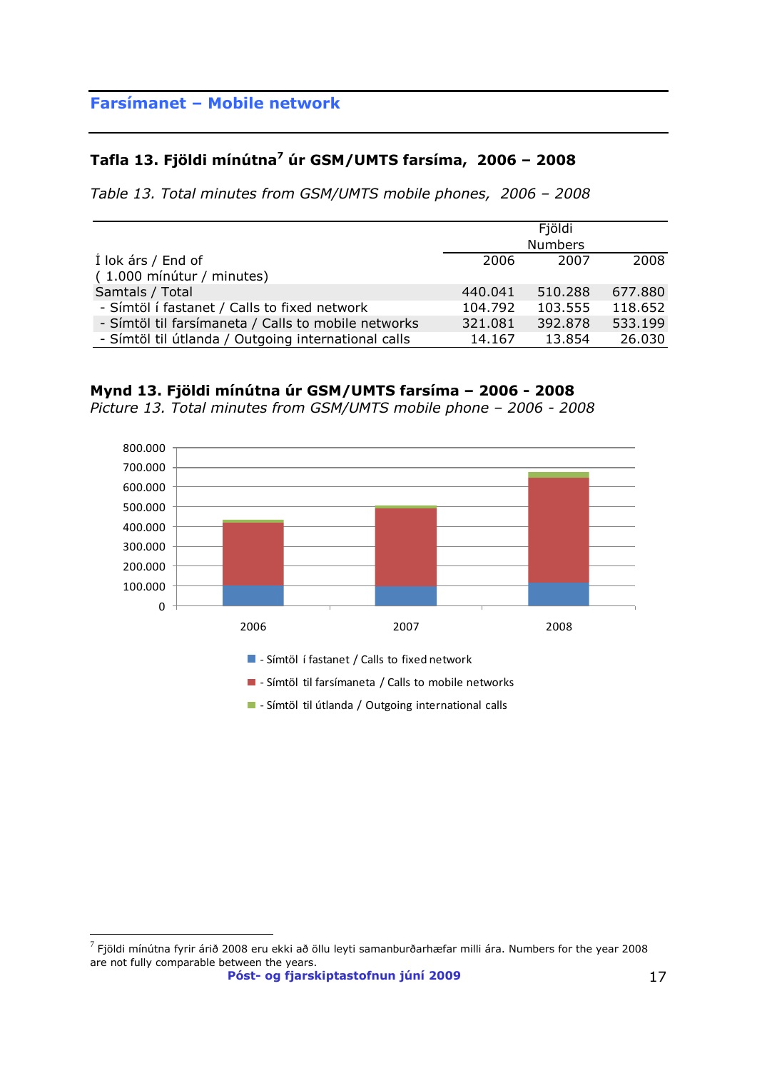## Farsímanet – Mobile network

### Tafla 13. Fjöldi mínútna[7] úr GSM/UMTS farsíma, 2006 – 2008

*Table 13. Total minutes from GSM/UMTS mobile phones, 2006 – 2008*

| Í lok árs / End of ( 1.000 mínútur / minutes) | Fjöldi Numbers 2006 | 2007 | 2008 |
|---|---|---|---|
| Samtals / Total | 440.041 | 510.288 | 677.880 |
| - Símtöl í fastanet / Calls to fixed network | 104.792 | 103.555 | 118.652 |
| - Símtöl til farsímaneta / Calls to mobile networks | 321.081 | 392.878 | 533.199 |
| - Símtöl til útlanda / Outgoing international calls | 14.167 | 13.854 | 26.030 |

**Mynd 13. Fjöldi mínútna úr GSM/UMTS farsíma – 2006 - 2008**
*Picture 13. Total minutes from GSM/UMTS mobile phone – 2006 - 2008*

- Símtöl í fastanet / Calls to fixed network
- Símtöl til farsímaneta / Calls to mobile networks
- Símtöl til útlanda / Outgoing international calls

---

[7] Fjöldi mínútna fyrir árið 2008 eru ekki að öllu leyti samanburðarhæfar milli ára. Numbers for the year 2008 are not fully comparable between the years.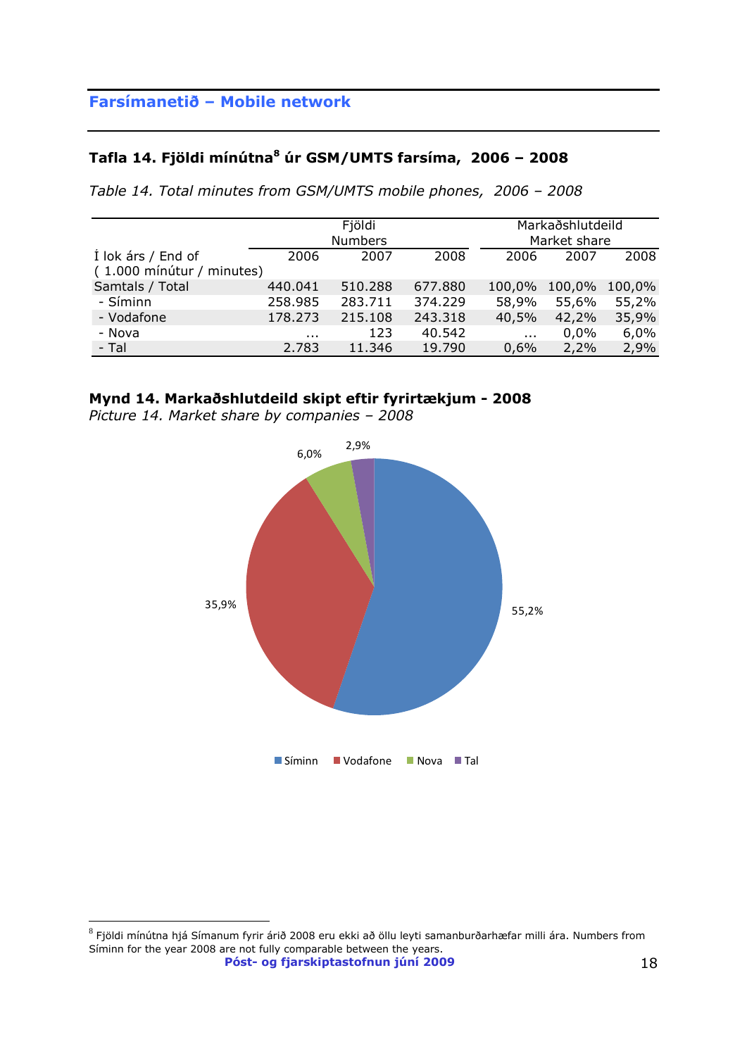## Farsímanetið – Mobile network

### Tafla 14. Fjöldi mínútna[8] úr GSM/UMTS farsíma, 2006 – 2008

*Table 14. Total minutes from GSM/UMTS mobile phones, 2006 – 2008*

| Í lok árs / End of ( 1.000 mínútur / minutes) | Fjöldi Numbers 2006 | 2007 | 2008 | Markaðshlutdeild Market share 2006 | 2007 | 2008 |
|---|---|---|---|---|---|---|
| Samtals / Total | 440.041 | 510.288 | 677.880 | 100,0% | 100,0% | 100,0% |
| - Síminn | 258.985 | 283.711 | 374.229 | 58,9% | 55,6% | 55,2% |
| - Vodafone | 178.273 | 215.108 | 243.318 | 40,5% | 42,2% | 35,9% |
| - Nova | ... | 123 | 40.542 | ... | 0,0% | 6,0% |
| - Tal | 2.783 | 11.346 | 19.790 | 0,6% | 2,2% | 2,9% |

**Mynd 14. Markaðshlutdeild skipt eftir fyrirtækjum - 2008**
*Picture 14. Market share by companies – 2008*

[8] Fjöldi mínútna hjá Símanum fyrir árið 2008 eru ekki að öllu leyti samanburðarhæfar milli ára. Numbers from Síminn for the year 2008 are not fully comparable between the years.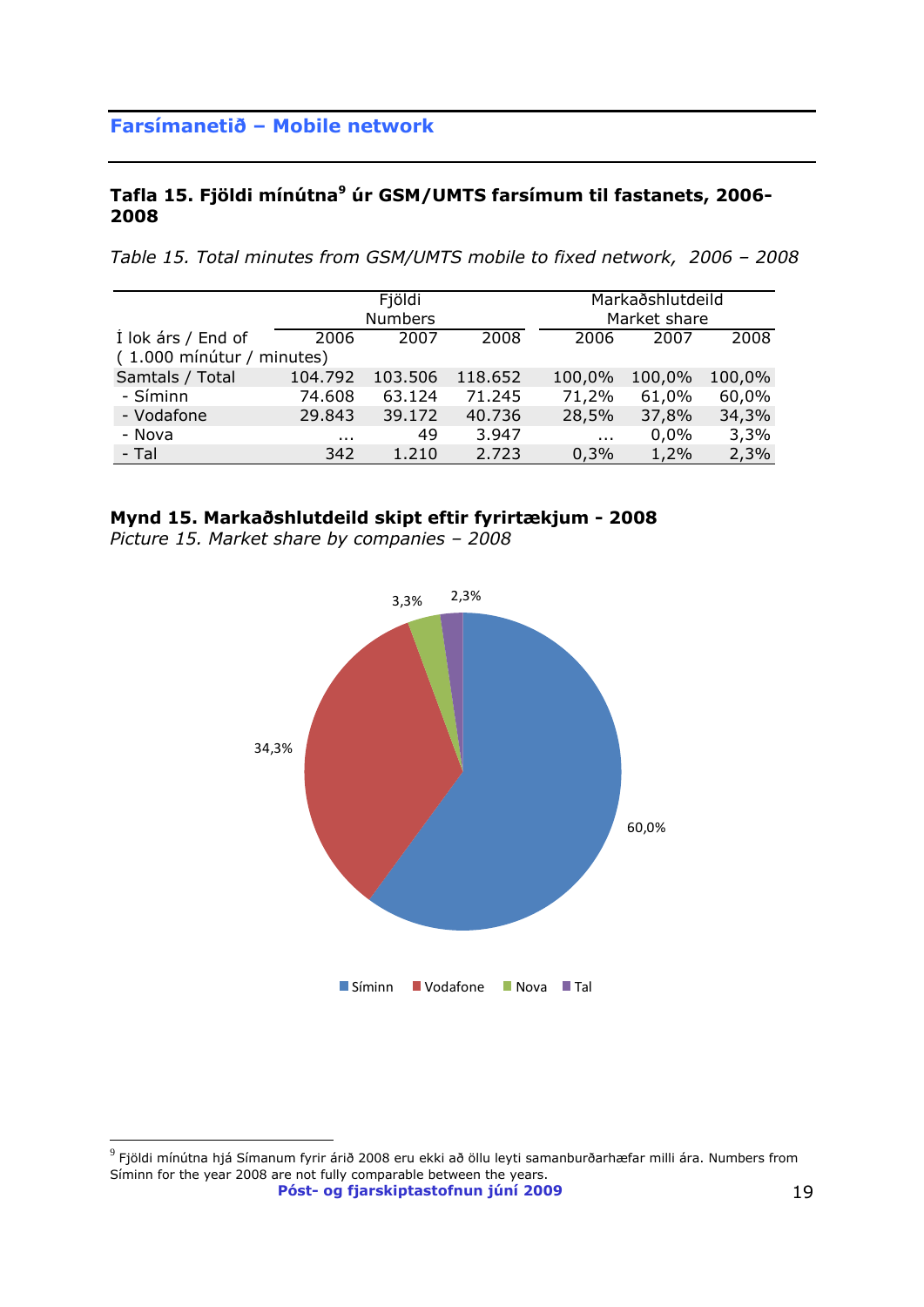## Farsímanetið – Mobile network

**Tafla 15. Fjöldi mínútna[9] úr GSM/UMTS farsímum til fastanets, 2006-2008**

*Table 15. Total minutes from GSM/UMTS mobile to fixed network, 2006 – 2008*

| | Fjöldi Numbers | | | Markaðshlutdeild Market share | | |
|---|---|---|---|---|---|---|
| Í lok árs / End of ( 1.000 mínútur / minutes) | 2006 | 2007 | 2008 | 2006 | 2007 | 2008 |
| Samtals / Total | 104.792 | 103.506 | 118.652 | 100,0% | 100,0% | 100,0% |
| - Síminn | 74.608 | 63.124 | 71.245 | 71,2% | 61,0% | 60,0% |
| - Vodafone | 29.843 | 39.172 | 40.736 | 28,5% | 37,8% | 34,3% |
| - Nova | ... | 49 | 3.947 | ... | 0,0% | 3,3% |
| - Tal | 342 | 1.210 | 2.723 | 0,3% | 1,2% | 2,3% |

**Mynd 15. Markaðshlutdeild skipt eftir fyrirtækjum - 2008**
*Picture 15. Market share by companies – 2008*

| Fyrirtæki | Markaðshlutdeild |
|---|---|
| Síminn | 60,0% |
| Vodafone | 34,3% |
| Nova | 3,3% |
| Tal | 2,3% |

[9] Fjöldi mínútna hjá Símanum fyrir árið 2008 eru ekki að öllu leyti samanburðarhæfar milli ára. Numbers from Síminn for the year 2008 are not fully comparable between the years.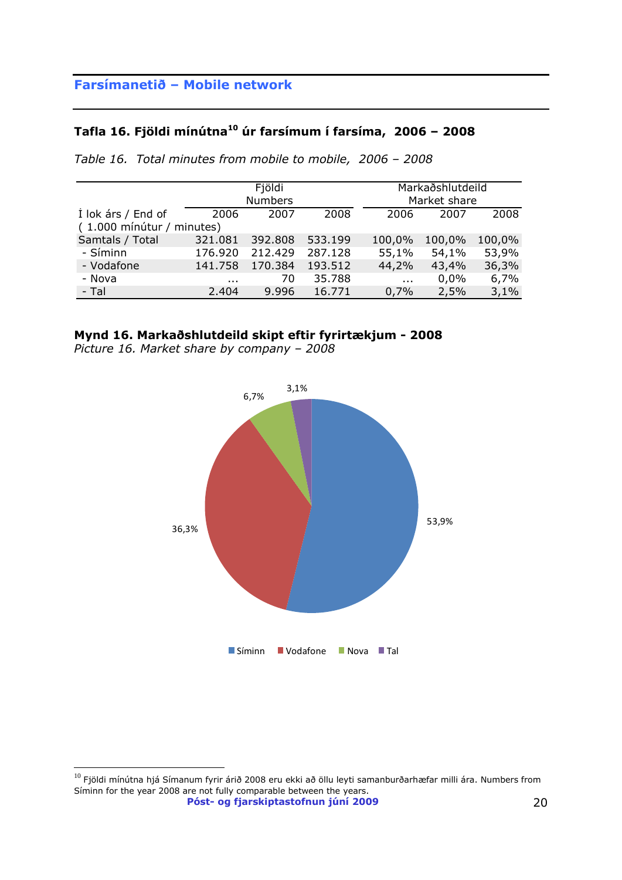## Farsímanetið – Mobile network

### Tafla 16. Fjöldi mínútna[10] úr farsímum í farsíma, 2006 – 2008

*Table 16. Total minutes from mobile to mobile, 2006 – 2008*

| | Fjöldi Numbers | | | Markaðshlutdeild Market share | | |
|---|---|---|---|---|---|---|
| Í lok árs / End of ( 1.000 mínútur / minutes) | 2006 | 2007 | 2008 | 2006 | 2007 | 2008 |
| Samtals / Total | 321.081 | 392.808 | 533.199 | 100,0% | 100,0% | 100,0% |
| - Síminn | 176.920 | 212.429 | 287.128 | 55,1% | 54,1% | 53,9% |
| - Vodafone | 141.758 | 170.384 | 193.512 | 44,2% | 43,4% | 36,3% |
| - Nova | ... | 70 | 35.788 | ... | 0,0% | 6,7% |
| - Tal | 2.404 | 9.996 | 16.771 | 0,7% | 2,5% | 3,1% |

### Mynd 16. Markaðshlutdeild skipt eftir fyrirtækjum - 2008

*Picture 16. Market share by company – 2008*

Síminn 53,9% · Vodafone 36,3% · Nova 6,7% · Tal 3,1%

---

[10] Fjöldi mínútna hjá Símanum fyrir árið 2008 eru ekki að öllu leyti samanburðarhæfar milli ára. Numbers from Síminn for the year 2008 are not fully comparable between the years.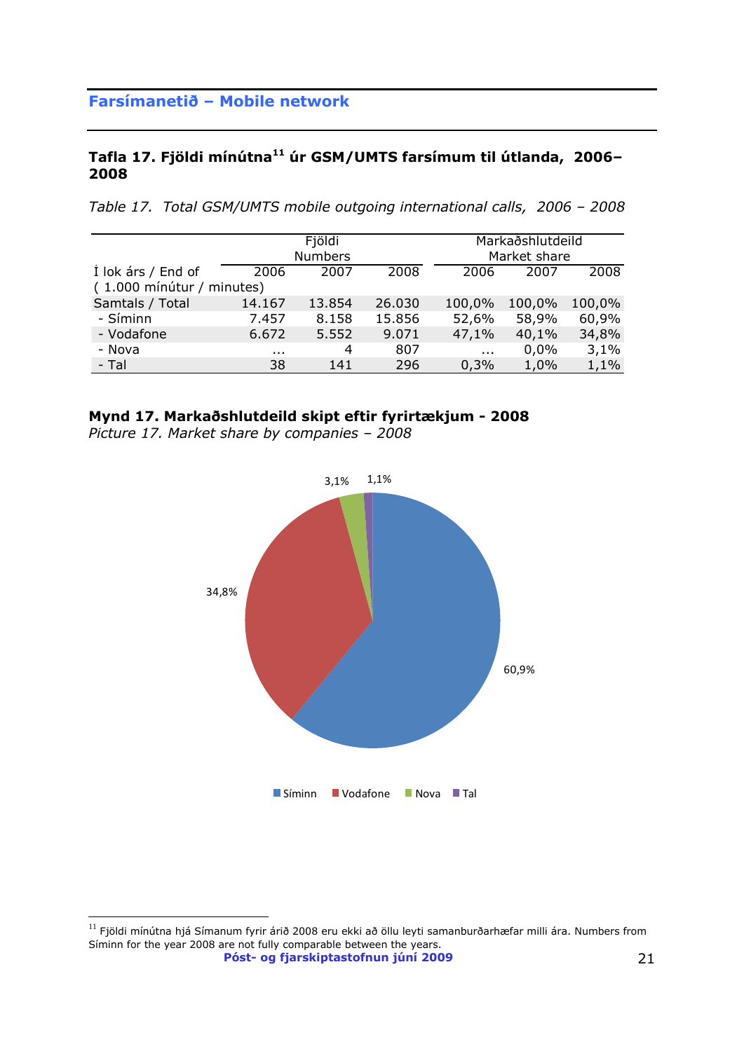## Farsímanetið – Mobile network

### Tafla 17. Fjöldi mínútna[11] úr GSM/UMTS farsímum til útlanda, 2006–2008

*Table 17. Total GSM/UMTS mobile outgoing international calls, 2006 – 2008*

| | Fjöldi Numbers | | | Markaðshlutdeild Market share | | |
|---|---|---|---|---|---|---|
| Í lok árs / End of ( 1.000 mínútur / minutes) | 2006 | 2007 | 2008 | 2006 | 2007 | 2008 |
| Samtals / Total | 14.167 | 13.854 | 26.030 | 100,0% | 100,0% | 100,0% |
| - Síminn | 7.457 | 8.158 | 15.856 | 52,6% | 58,9% | 60,9% |
| - Vodafone | 6.672 | 5.552 | 9.071 | 47,1% | 40,1% | 34,8% |
| - Nova | ... | 4 | 807 | ... | 0,0% | 3,1% |
| - Tal | 38 | 141 | 296 | 0,3% | 1,0% | 1,1% |

### Mynd 17. Markaðshlutdeild skipt eftir fyrirtækjum - 2008

*Picture 17. Market share by companies – 2008*

3,1% 1,1% 34,8% 60,9%

Síminn Vodafone Nova Tal

---

[11] Fjöldi mínútna hjá Símanum fyrir árið 2008 eru ekki að öllu leyti samanburðarhæfar milli ára. Numbers from Síminn for the year 2008 are not fully comparable between the years.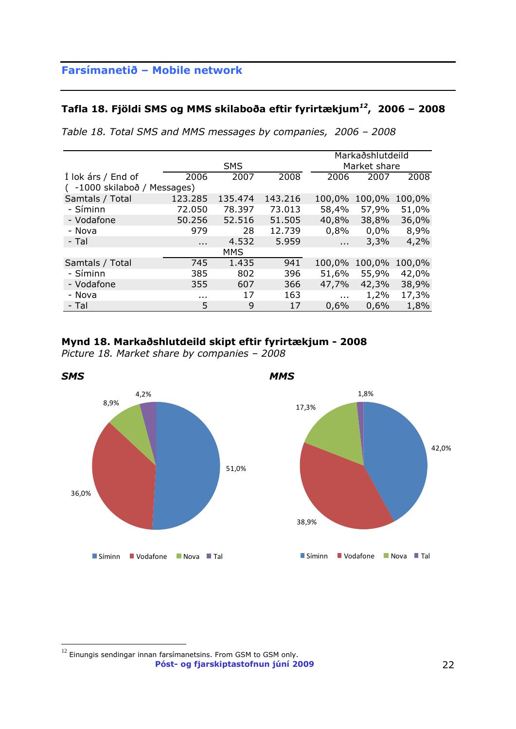## Farsímanetið – Mobile network

### Tafla 18. Fjöldi SMS og MMS skilaboða eftir fyrirtækjum[12], 2006 – 2008

*Table 18. Total SMS and MMS messages by companies, 2006 – 2008*

| Í lok árs / End of ( -1000 skilaboð / Messages) | SMS | | | Markaðshlutdeild Market share | | |
|---|---|---|---|---|---|---|
| | 2006 | 2007 | 2008 | 2006 | 2007 | 2008 |
| Samtals / Total | 123.285 | 135.474 | 143.216 | 100,0% | 100,0% | 100,0% |
| - Síminn | 72.050 | 78.397 | 73.013 | 58,4% | 57,9% | 51,0% |
| - Vodafone | 50.256 | 52.516 | 51.505 | 40,8% | 38,8% | 36,0% |
| - Nova | 979 | 28 | 12.739 | 0,8% | 0,0% | 8,9% |
| - Tal | ... | 4.532 | 5.959 | ... | 3,3% | 4,2% |
| | MMS | | | | | |
| Samtals / Total | 745 | 1.435 | 941 | 100,0% | 100,0% | 100,0% |
| - Síminn | 385 | 802 | 396 | 51,6% | 55,9% | 42,0% |
| - Vodafone | 355 | 607 | 366 | 47,7% | 42,3% | 38,9% |
| - Nova | ... | 17 | 163 | ... | 1,2% | 17,3% |
| - Tal | 5 | 9 | 17 | 0,6% | 0,6% | 1,8% |

**Mynd 18. Markaðshlutdeild skipt eftir fyrirtækjum - 2008**

*Picture 18. Market share by companies – 2008*

***SMS***

Síminn 51,0%, Vodafone 36,0%, Nova 8,9%, Tal 4,2%

***MMS***

Síminn 42,0%, Vodafone 38,9%, Nova 17,3%, Tal 1,8%

[12] Einungis sendingar innan farsímanetsins. From GSM to GSM only.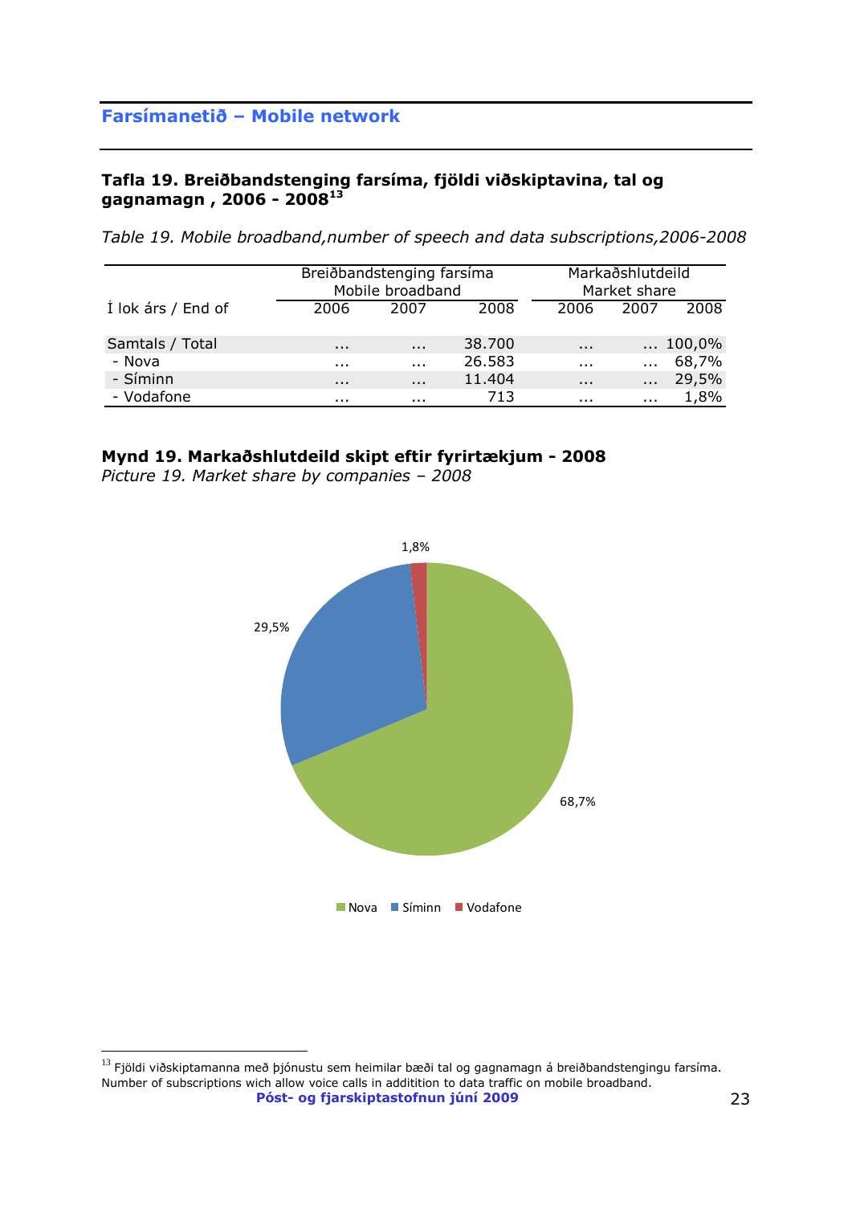## Farsímanetið – Mobile network

**Tafla 19. Breiðbandstenging farsíma, fjöldi viðskiptavina, tal og gagnamagn , 2006 - 2008**[13]

*Table 19. Mobile broadband,number of speech and data subscriptions,2006-2008*

| | Breiðbandstenging farsíma Mobile broadband | | | Markaðshlutdeild Market share | | |
|---|---|---|---|---|---|---|
| Í lok árs / End of | 2006 | 2007 | 2008 | 2006 | 2007 | 2008 |
| Samtals / Total | ... | ... | 38.700 | ... | ... | 100,0% |
| - Nova | ... | ... | 26.583 | ... | ... | 68,7% |
| - Síminn | ... | ... | 11.404 | ... | ... | 29,5% |
| - Vodafone | ... | ... | 713 | ... | ... | 1,8% |

**Mynd 19. Markaðshlutdeild skipt eftir fyrirtækjum - 2008**
*Picture 19. Market share by companies – 2008*

1,8%
29,5%
68,7%

Nova Síminn Vodafone

[13] Fjöldi viðskiptamanna með þjónustu sem heimilar bæði tal og gagnamagn á breiðbandstengingu farsíma. Number of subscriptions wich allow voice calls in addtition to data traffic on mobile broadband.

**Póst- og fjarskiptastofnun júní 2009**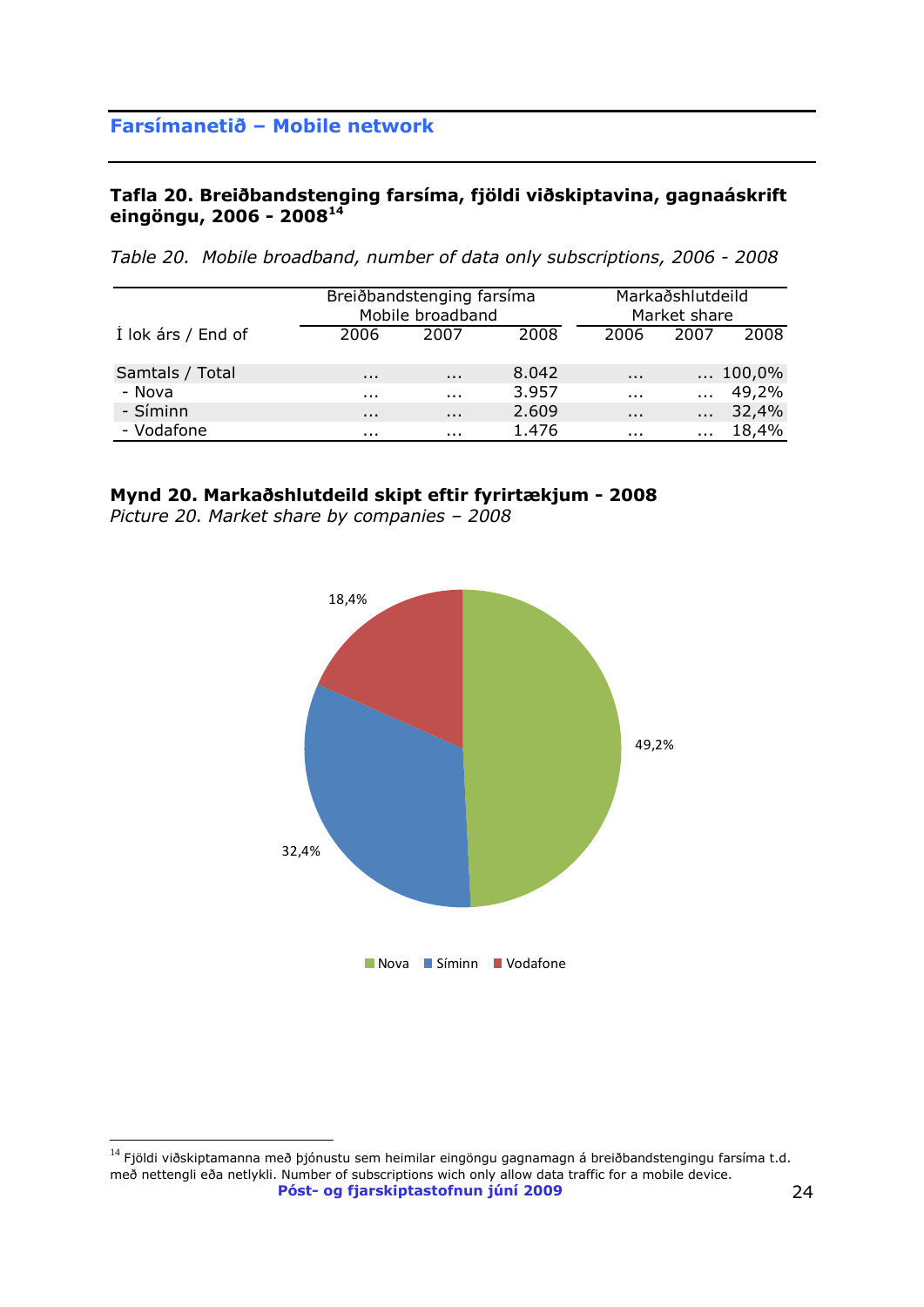## Farsímanetið – Mobile network

**Tafla 20. Breiðbandstenging farsíma, fjöldi viðskiptavina, gagnaáskrift eingöngu, 2006 - 2008**[14]

*Table 20. Mobile broadband, number of data only subscriptions, 2006 - 2008*

| | Breiðbandstenging farsíma Mobile broadband | | | Markaðshlutdeild Market share | | |
|---|---|---|---|---|---|---|
| Í lok árs / End of | 2006 | 2007 | 2008 | 2006 | 2007 | 2008 |
| Samtals / Total | ... | ... | 8.042 | ... | ... | 100,0% |
| - Nova | ... | ... | 3.957 | ... | ... | 49,2% |
| - Síminn | ... | ... | 2.609 | ... | ... | 32,4% |
| - Vodafone | ... | ... | 1.476 | ... | ... | 18,4% |

**Mynd 20. Markaðshlutdeild skipt eftir fyrirtækjum - 2008**
*Picture 20. Market share by companies – 2008*

18,4%

49,2%

32,4%

Nova Síminn Vodafone

[14] Fjöldi viðskiptamanna með þjónustu sem heimilar eingöngu gagnamagn á breiðbandstengingu farsíma t.d. með nettengli eða netlykli. Number of subscriptions wich only allow data traffic for a mobile device.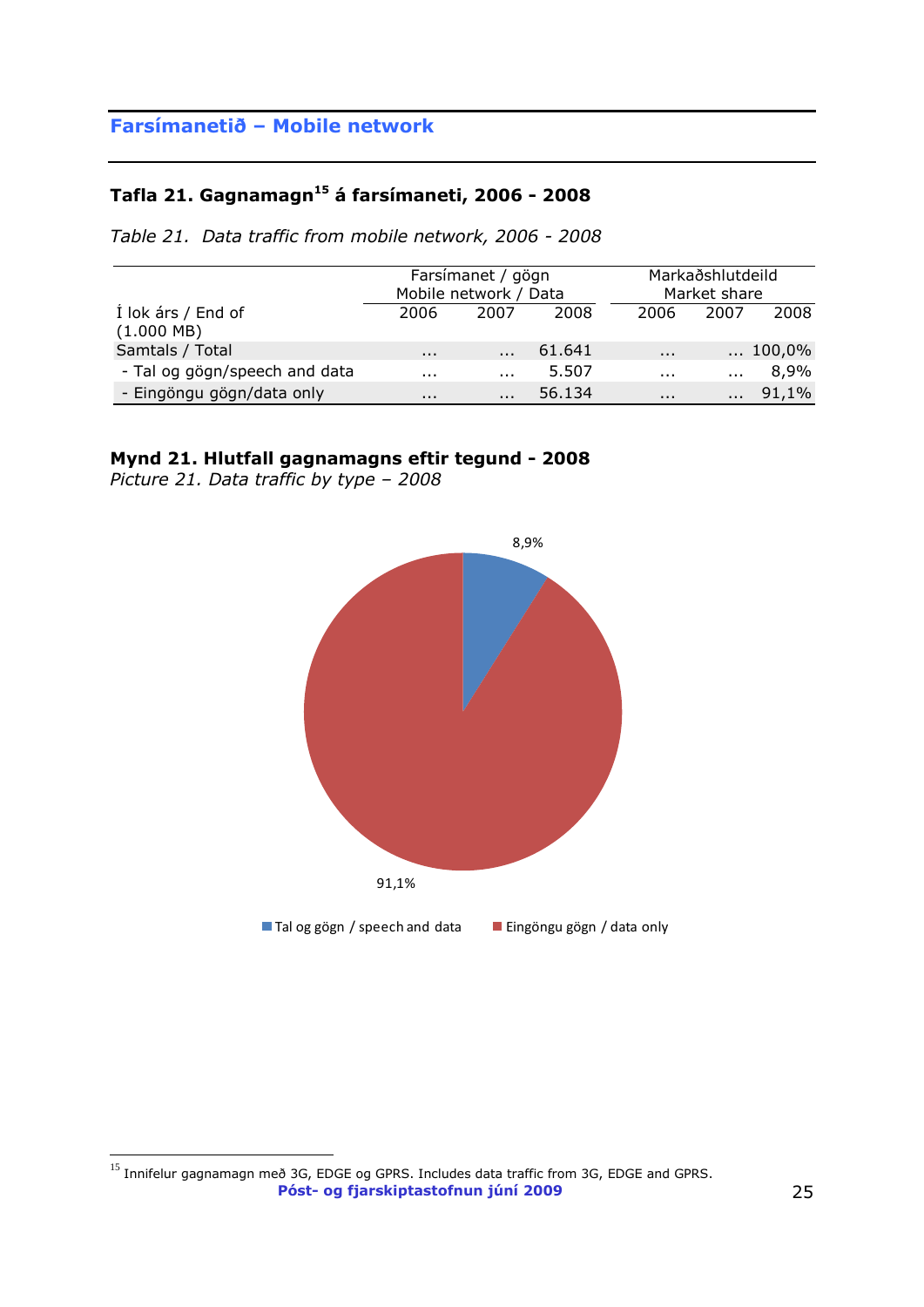## Farsímanetið – Mobile network

### Tafla 21. Gagnamagn[15] á farsímaneti, 2006 - 2008

*Table 21. Data traffic from mobile network, 2006 - 2008*

| | Farsímanet / gögn Mobile network / Data | | | Markaðshlutdeild Market share | | |
|---|---|---|---|---|---|---|
| Í lok árs / End of (1.000 MB) | 2006 | 2007 | 2008 | 2006 | 2007 | 2008 |
| Samtals / Total | ... | ... | 61.641 | ... | ... | 100,0% |
| - Tal og gögn/speech and data | ... | ... | 5.507 | ... | ... | 8,9% |
| - Eingöngu gögn/data only | ... | ... | 56.134 | ... | ... | 91,1% |

### Mynd 21. Hlutfall gagnamagns eftir tegund - 2008

*Picture 21. Data traffic by type – 2008*

8,9%

91,1%

Tal og gögn / speech and data    Eingöngu gögn / data only

[15] Innifelur gagnamagn með 3G, EDGE og GPRS. Includes data traffic from 3G, EDGE and GPRS.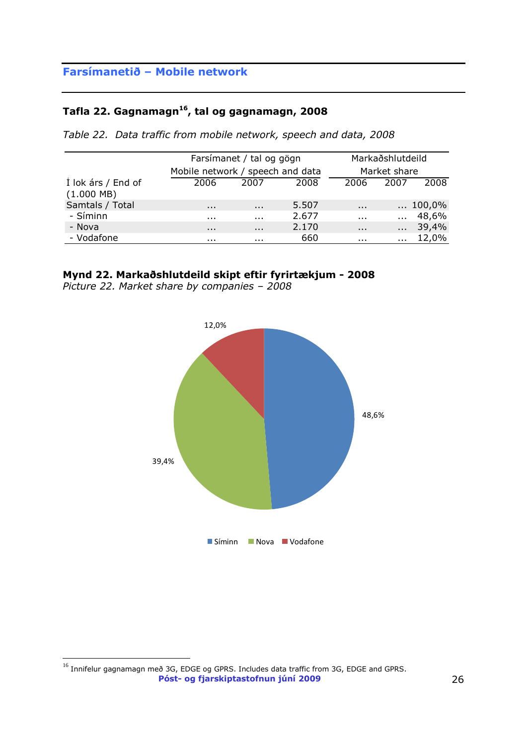## Farsímanetið – Mobile network

### Tafla 22. Gagnamagn[16], tal og gagnamagn, 2008

*Table 22. Data traffic from mobile network, speech and data, 2008*

| | Farsímanet / tal og gögn Mobile network / speech and data | | | Markaðshlutdeild Market share | | |
|---|---|---|---|---|---|---|
| Í lok árs / End of (1.000 MB) | 2006 | 2007 | 2008 | 2006 | 2007 | 2008 |
| Samtals / Total | ... | ... | 5.507 | ... | ... | 100,0% |
| - Síminn | ... | ... | 2.677 | ... | ... | 48,6% |
| - Nova | ... | ... | 2.170 | ... | ... | 39,4% |
| - Vodafone | ... | ... | 660 | ... | ... | 12,0% |

**Mynd 22. Markaðshlutdeild skipt eftir fyrirtækjum - 2008**
*Picture 22. Market share by companies – 2008*

12,0%
48,6%
39,4%

Síminn Nova Vodafone

[16] Innifelur gagnamagn með 3G, EDGE og GPRS. Includes data traffic from 3G, EDGE and GPRS.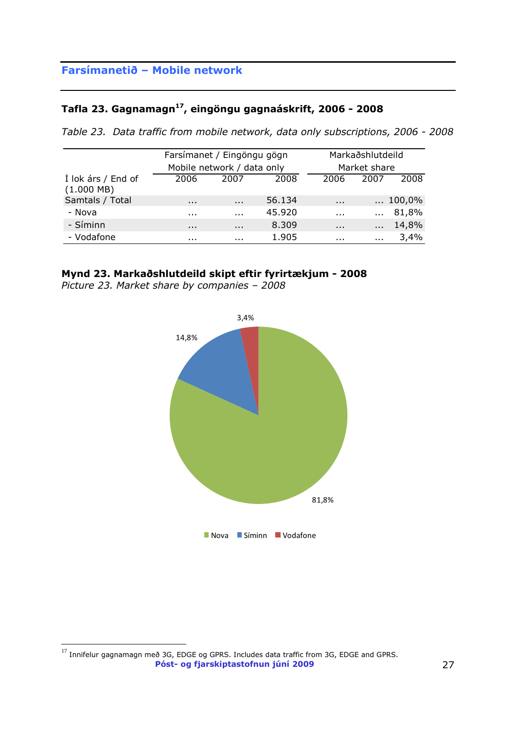## Farsímanetið – Mobile network

### Tafla 23. Gagnamagn[17], eingöngu gagnaáskrift, 2006 - 2008

*Table 23. Data traffic from mobile network, data only subscriptions, 2006 - 2008*

| | Farsímanet / Eingöngu gögn Mobile network / data only | | | Markaðshlutdeild Market share | | |
|---|---|---|---|---|---|---|
| Í lok árs / End of (1.000 MB) | 2006 | 2007 | 2008 | 2006 | 2007 | 2008 |
| Samtals / Total | ... | ... | 56.134 | ... | ... | 100,0% |
| - Nova | ... | ... | 45.920 | ... | ... | 81,8% |
| - Síminn | ... | ... | 8.309 | ... | ... | 14,8% |
| - Vodafone | ... | ... | 1.905 | ... | ... | 3,4% |

### Mynd 23. Markaðshlutdeild skipt eftir fyrirtækjum - 2008

*Picture 23. Market share by companies – 2008*

[17] Innifelur gagnamagn með 3G, EDGE og GPRS. Includes data traffic from 3G, EDGE and GPRS.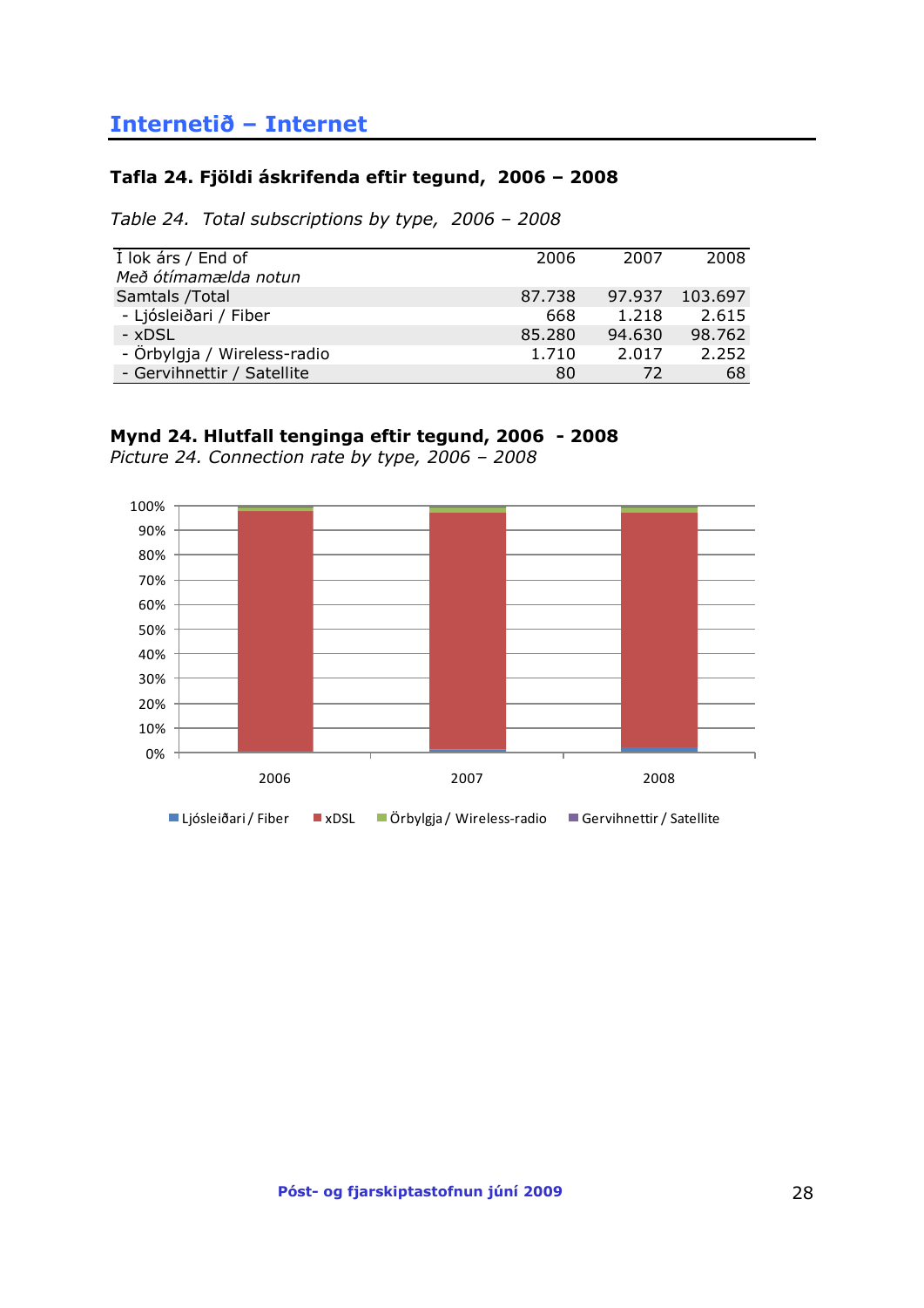# Internetið – Internet

### Tafla 24. Fjöldi áskrifenda eftir tegund, 2006 – 2008

*Table 24. Total subscriptions by type, 2006 – 2008*

| Í lok árs / End of<br>*Með ótímamælda notun* | 2006 | 2007 | 2008 |
|---|---|---|---|
| Samtals /Total | 87.738 | 97.937 | 103.697 |
| - Ljósleiðari / Fiber | 668 | 1.218 | 2.615 |
| - xDSL | 85.280 | 94.630 | 98.762 |
| - Örbylgja / Wireless-radio | 1.710 | 2.017 | 2.252 |
| - Gervihnettir / Satellite | 80 | 72 | 68 |

### Mynd 24. Hlutfall tenginga eftir tegund, 2006 - 2008

*Picture 24. Connection rate by type, 2006 – 2008*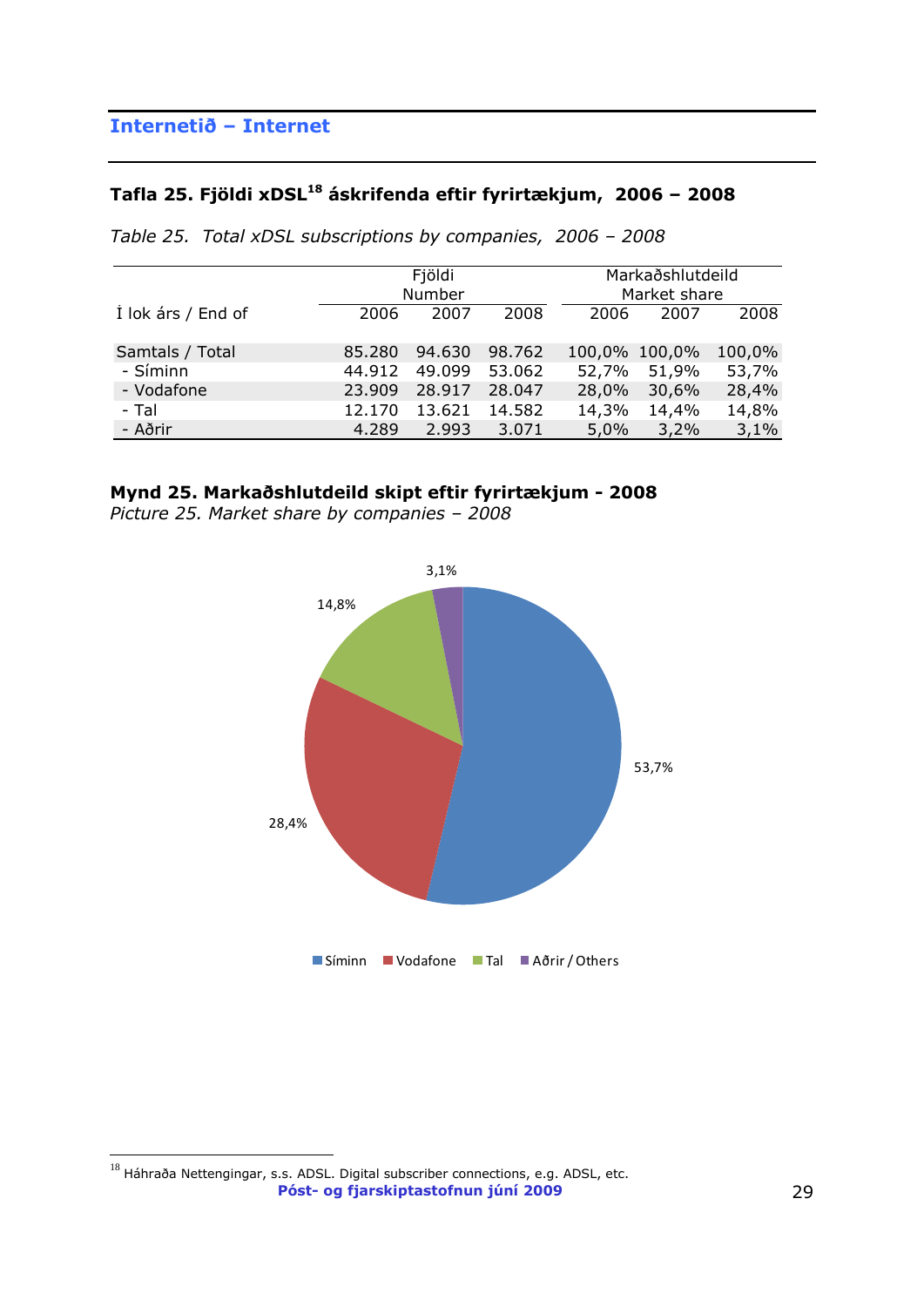## Internetið – Internet

### Tafla 25. Fjöldi xDSL[18] áskrifenda eftir fyrirtækjum, 2006 – 2008

*Table 25. Total xDSL subscriptions by companies, 2006 – 2008*

| Í lok árs / End of | Fjöldi Number | | | Markaðshlutdeild Market share | | |
|---|---|---|---|---|---|---|
| | 2006 | 2007 | 2008 | 2006 | 2007 | 2008 |
| Samtals / Total | 85.280 | 94.630 | 98.762 | 100,0% | 100,0% | 100,0% |
| - Síminn | 44.912 | 49.099 | 53.062 | 52,7% | 51,9% | 53,7% |
| - Vodafone | 23.909 | 28.917 | 28.047 | 28,0% | 30,6% | 28,4% |
| - Tal | 12.170 | 13.621 | 14.582 | 14,3% | 14,4% | 14,8% |
| - Aðrir | 4.289 | 2.993 | 3.071 | 5,0% | 3,2% | 3,1% |

**Mynd 25. Markaðshlutdeild skipt eftir fyrirtækjum - 2008**
*Picture 25. Market share by companies – 2008*

3,1%
14,8%
53,7%
28,4%

Síminn   Vodafone   Tal   Aðrir / Others

[18] Háhraða Nettengingar, s.s. ADSL. Digital subscriber connections, e.g. ADSL, etc.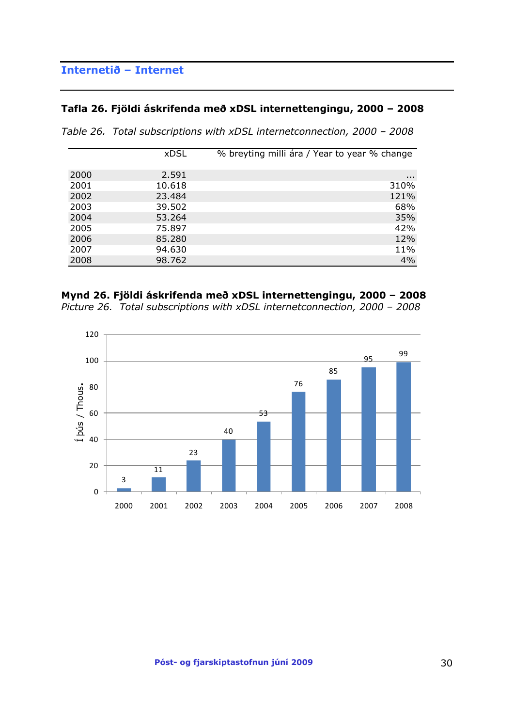# Internetið – Internet

## Tafla 26. Fjöldi áskrifenda með xDSL internettengingu, 2000 – 2008

*Table 26. Total subscriptions with xDSL internetconnection, 2000 – 2008*

| | xDSL | % breyting milli ára / Year to year % change |
|---|---|---|
| 2000 | 2.591 | ... |
| 2001 | 10.618 | 310% |
| 2002 | 23.484 | 121% |
| 2003 | 39.502 | 68% |
| 2004 | 53.264 | 35% |
| 2005 | 75.897 | 42% |
| 2006 | 85.280 | 12% |
| 2007 | 94.630 | 11% |
| 2008 | 98.762 | 4% |

**Mynd 26. Fjöldi áskrifenda með xDSL internettengingu, 2000 – 2008**
*Picture 26. Total subscriptions with xDSL internetconnection, 2000 – 2008*

| Ár / Year | Í þús. / Thous. |
|---|---|
| 2000 | 3 |
| 2001 | 11 |
| 2002 | 23 |
| 2003 | 40 |
| 2004 | 53 |
| 2005 | 76 |
| 2006 | 85 |
| 2007 | 95 |
| 2008 | 99 |

Póst- og fjarskiptastofnun júní 2009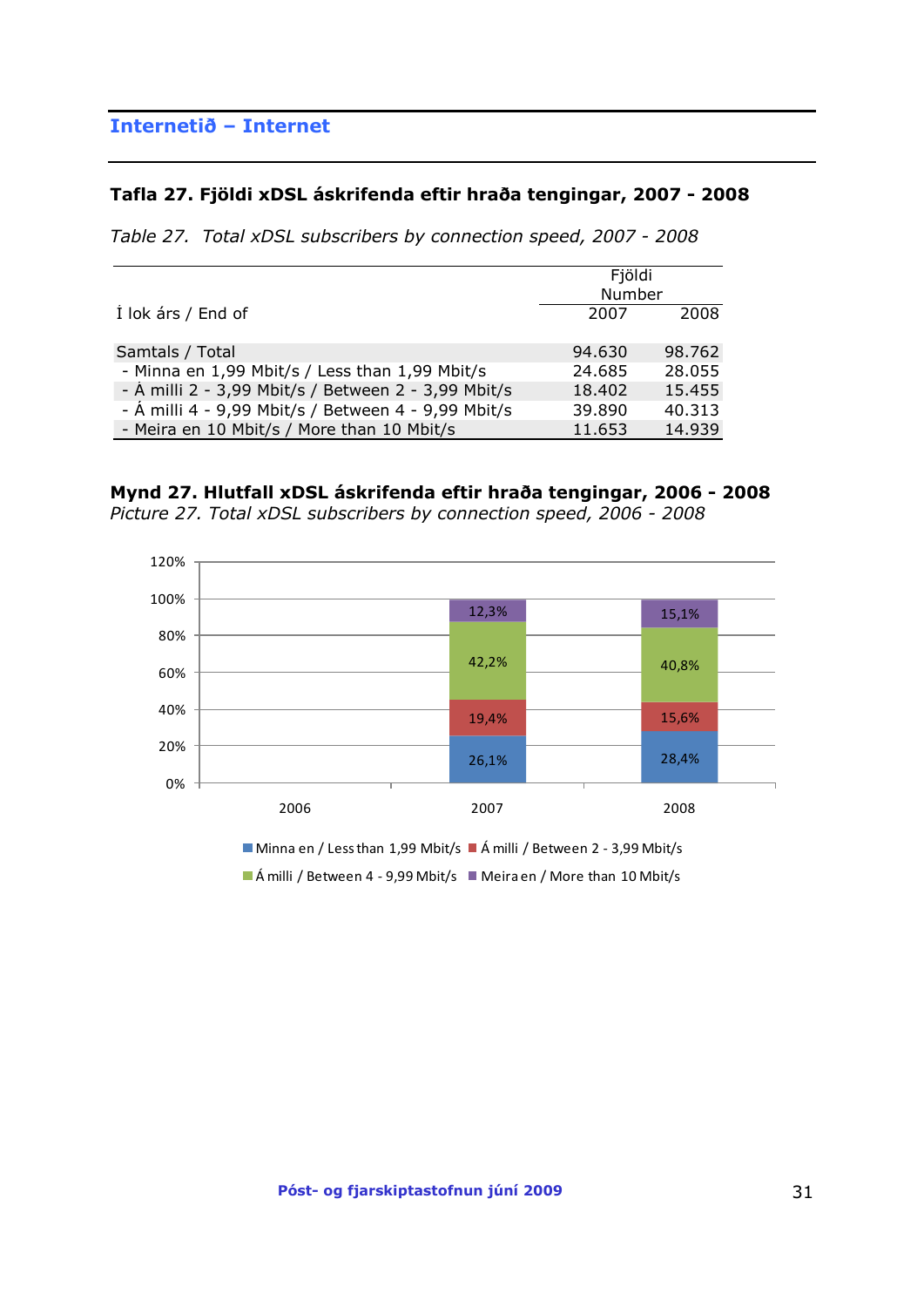## Internetið – Internet

### Tafla 27. Fjöldi xDSL áskrifenda eftir hraða tengingar, 2007 - 2008

*Table 27. Total xDSL subscribers by connection speed, 2007 - 2008*

| Í lok árs / End of | Fjöldi Number 2007 | 2008 |
|---|---|---|
| Samtals / Total | 94.630 | 98.762 |
| - Minna en 1,99 Mbit/s / Less than 1,99 Mbit/s | 24.685 | 28.055 |
| - Á milli 2 - 3,99 Mbit/s / Between 2 - 3,99 Mbit/s | 18.402 | 15.455 |
| - Á milli 4 - 9,99 Mbit/s / Between 4 - 9,99 Mbit/s | 39.890 | 40.313 |
| - Meira en 10 Mbit/s / More than 10 Mbit/s | 11.653 | 14.939 |

### Mynd 27. Hlutfall xDSL áskrifenda eftir hraða tengingar, 2006 - 2008

*Picture 27. Total xDSL subscribers by connection speed, 2006 - 2008*

| | 2006 | 2007 | 2008 |
|---|---|---|---|
| Minna en / Less than 1,99 Mbit/s | | 26,1% | 28,4% |
| Á milli / Between 2 - 3,99 Mbit/s | | 19,4% | 15,6% |
| Á milli / Between 4 - 9,99 Mbit/s | | 42,2% | 40,8% |
| Meira en / More than 10 Mbit/s | | 12,3% | 15,1% |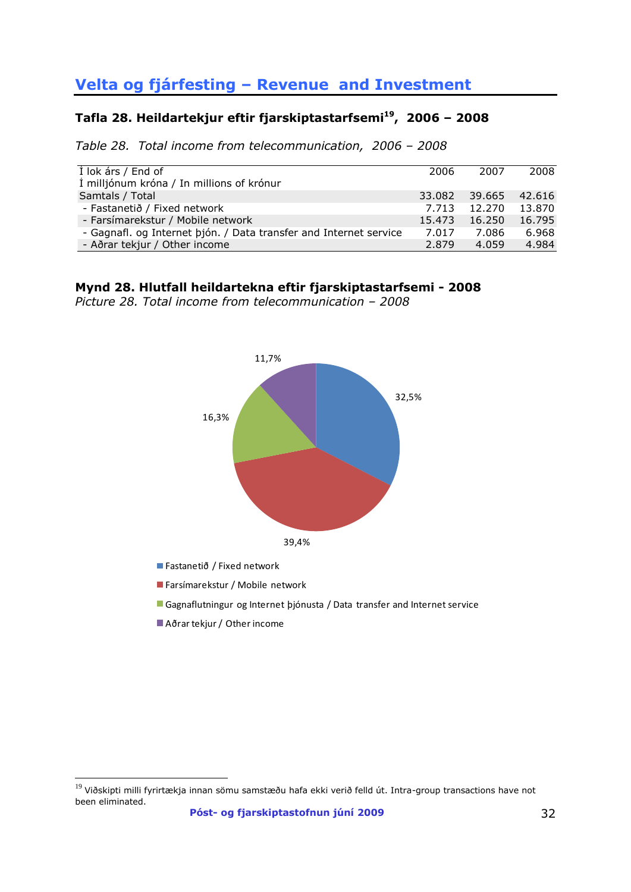## Velta og fjárfesting – Revenue and Investment

### Tafla 28. Heildartekjur eftir fjarskiptastarfsemi[19], 2006 – 2008

*Table 28. Total income from telecommunication, 2006 – 2008*

| Í lok árs / End of<br>Í milljónum króna / In millions of krónur | 2006 | 2007 | 2008 |
|---|---|---|---|
| Samtals / Total | 33.082 | 39.665 | 42.616 |
| - Fastanetið / Fixed network | 7.713 | 12.270 | 13.870 |
| - Farsímarekstur / Mobile network | 15.473 | 16.250 | 16.795 |
| - Gagnafl. og Internet þjón. / Data transfer and Internet service | 7.017 | 7.086 | 6.968 |
| - Aðrar tekjur / Other income | 2.879 | 4.059 | 4.984 |

### Mynd 28. Hlutfall heildartekna eftir fjarskiptastarfsemi - 2008

*Picture 28. Total income from telecommunication – 2008*

- Fastanetið / Fixed network: 32,5%
- Farsímarekstur / Mobile network: 39,4%
- Gagnaflutningur og Internet þjónusta / Data transfer and Internet service: 16,3%
- Aðrar tekjur / Other income: 11,7%

[19] Viðskipti milli fyrirtækja innan sömu samstæðu hafa ekki verið felld út. Intra-group transactions have not been eliminated.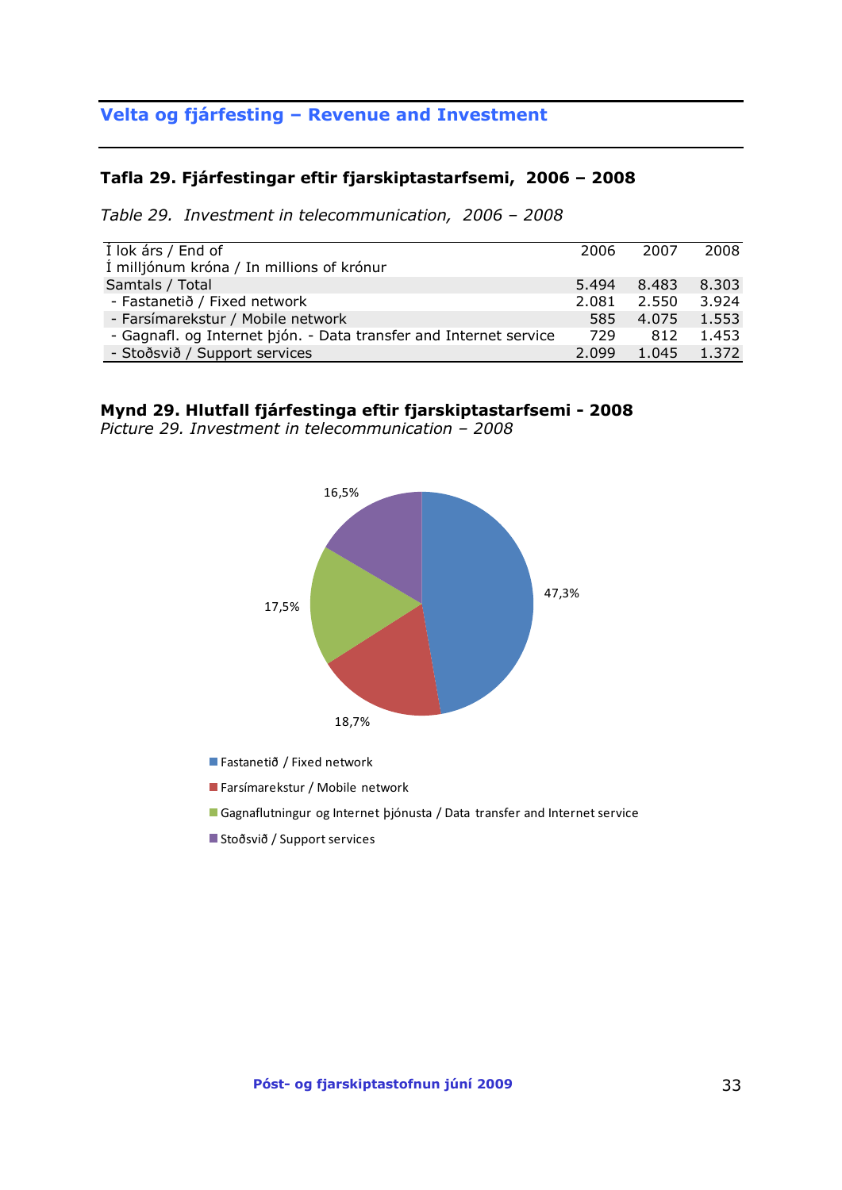## Velta og fjárfesting – Revenue and Investment

### Tafla 29. Fjárfestingar eftir fjarskiptastarfsemi, 2006 – 2008

*Table 29. Investment in telecommunication, 2006 – 2008*

| Í lok árs / End of<br>Í milljónum króna / In millions of krónur | 2006 | 2007 | 2008 |
|---|---|---|---|
| Samtals / Total | 5.494 | 8.483 | 8.303 |
| - Fastanetið / Fixed network | 2.081 | 2.550 | 3.924 |
| - Farsímarekstur / Mobile network | 585 | 4.075 | 1.553 |
| - Gagnafl. og Internet þjón. - Data transfer and Internet service | 729 | 812 | 1.453 |
| - Stoðsvið / Support services | 2.099 | 1.045 | 1.372 |

**Mynd 29. Hlutfall fjárfestinga eftir fjarskiptastarfsemi - 2008**
*Picture 29. Investment in telecommunication – 2008*

16,5%
47,3%
17,5%
18,7%

- Fastanetið / Fixed network
- Farsímarekstur / Mobile network
- Gagnaflutningur og Internet þjónusta / Data transfer and Internet service
- Stoðsvið / Support services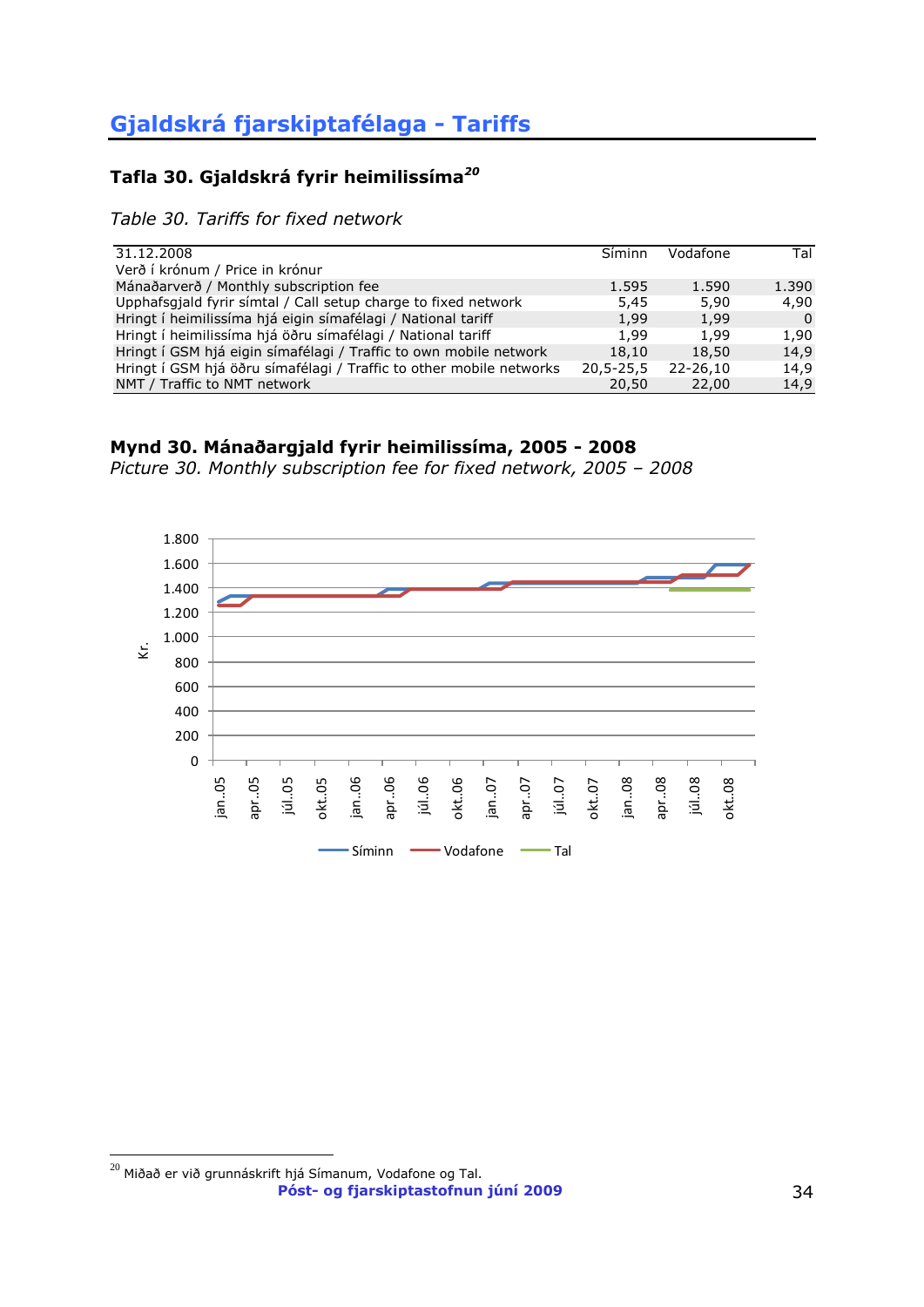## Gjaldskrá fjarskiptafélaga - Tariffs

### Tafla 30. Gjaldskrá fyrir heimilissíma[20]

*Table 30. Tariffs for fixed network*

| 31.12.2008 | Síminn | Vodafone | Tal |
|---|---|---|---|
| Verð í krónum / Price in krónur | | | |
| Mánaðarverð / Monthly subscription fee | 1.595 | 1.590 | 1.390 |
| Upphafsgjald fyrir símtal / Call setup charge to fixed network | 5,45 | 5,90 | 4,90 |
| Hringt í heimilissíma hjá eigin símafélagi / National tariff | 1,99 | 1,99 | 0 |
| Hringt í heimilissíma hjá öðru símafélagi / National tariff | 1,99 | 1,99 | 1,90 |
| Hringt í GSM hjá eigin símafélagi / Traffic to own mobile network | 18,10 | 18,50 | 14,9 |
| Hringt í GSM hjá öðru símafélagi / Traffic to other mobile networks | 20,5-25,5 | 22-26,10 | 14,9 |
| NMT / Traffic to NMT network | 20,50 | 22,00 | 14,9 |

### Mynd 30. Mánaðargjald fyrir heimilissíma, 2005 - 2008

*Picture 30. Monthly subscription fee for fixed network, 2005 – 2008*

[20] Miðað er við grunnáskrift hjá Símanum, Vodafone og Tal.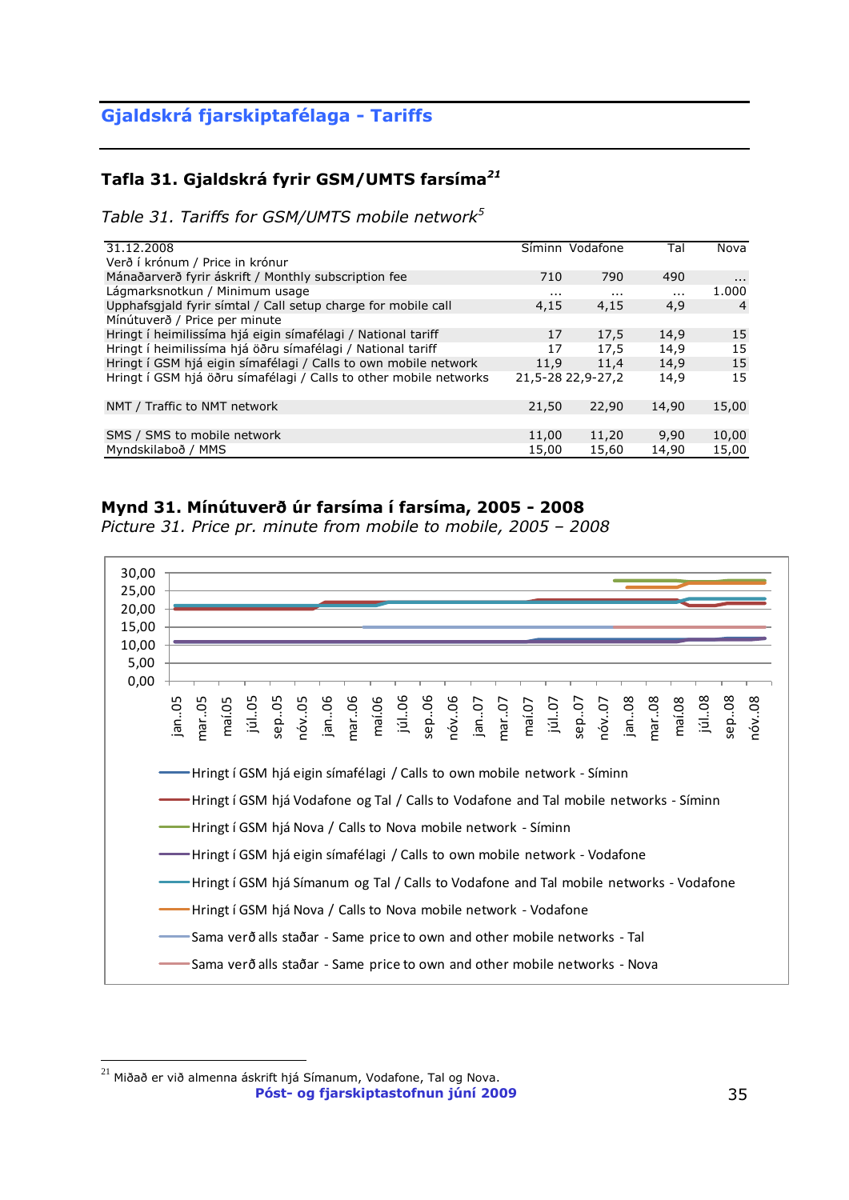## Gjaldskrá fjarskiptafélaga - Tariffs

### Tafla 31. Gjaldskrá fyrir GSM/UMTS farsíma[21]

*Table 31. Tariffs for GSM/UMTS mobile network[5]*

| 31.12.2008 | Síminn | Vodafone | Tal | Nova |
|---|---|---|---|---|
| Verð í krónum / Price in krónur | | | | |
| Mánaðarverð fyrir áskrift / Monthly subscription fee | 710 | 790 | 490 | ... |
| Lágmarksnotkun / Minimum usage | ... | ... | ... | 1.000 |
| Upphafsgjald fyrir símtal / Call setup charge for mobile call | 4,15 | 4,15 | 4,9 | 4 |
| Mínútuverð / Price per minute | | | | |
| Hringt í heimilissíma hjá eigin símafélagi / National tariff | 17 | 17,5 | 14,9 | 15 |
| Hringt í heimilissíma hjá öðru símafélagi / National tariff | 17 | 17,5 | 14,9 | 15 |
| Hringt í GSM hjá eigin símafélagi / Calls to own mobile network | 11,9 | 11,4 | 14,9 | 15 |
| Hringt í GSM hjá öðru símafélagi / Calls to other mobile networks | 21,5-28 | 22,9-27,2 | 14,9 | 15 |
| | | | | |
| NMT / Traffic to NMT network | 21,50 | 22,90 | 14,90 | 15,00 |
| | | | | |
| SMS / SMS to mobile network | 11,00 | 11,20 | 9,90 | 10,00 |
| Myndskilaboð / MMS | 15,00 | 15,60 | 14,90 | 15,00 |

### Mynd 31. Mínútuverð úr farsíma í farsíma, 2005 - 2008

*Picture 31. Price pr. minute from mobile to mobile, 2005 – 2008*

[21] Miðað er við almenna áskrift hjá Símanum, Vodafone, Tal og Nova.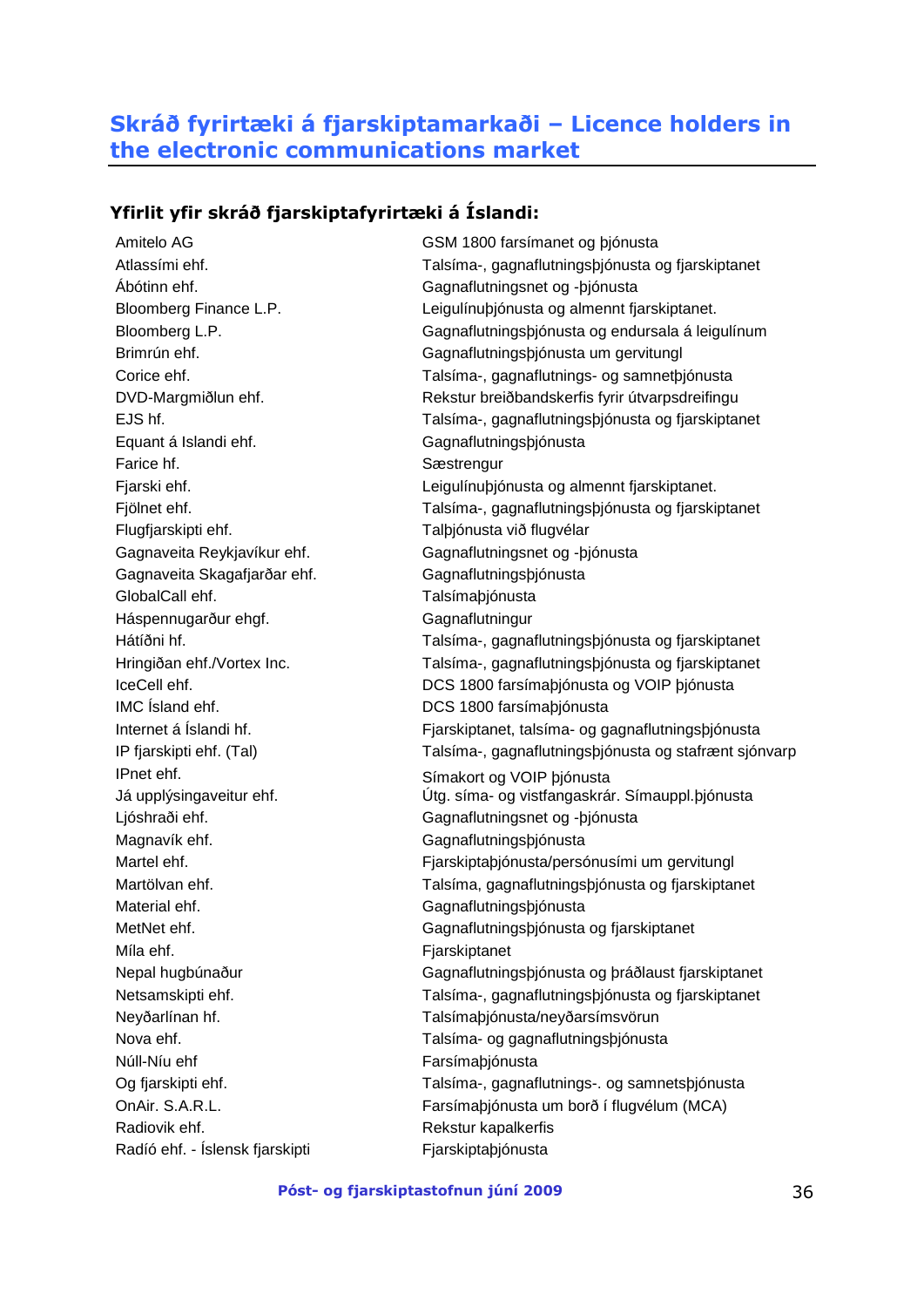## Skráð fyrirtæki á fjarskiptamarkaði – Licence holders in the electronic communications market

### Yfirlit yfir skráð fjarskiptafyrirtæki á Íslandi:

| | |
|---|---|
| Amitelo AG | GSM 1800 farsímanet og þjónusta |
| Atlassími ehf. | Talsíma-, gagnaflutningsþjónusta og fjarskiptanet |
| Ábótinn ehf. | Gagnaflutningsnet og -þjónusta |
| Bloomberg Finance L.P. | Leigulínuþjónusta og almennt fjarskiptanet. |
| Bloomberg L.P. | Gagnaflutningsþjónusta og endursala á leigulínum |
| Brimrún ehf. | Gagnaflutningsþjónusta um gervitungl |
| Corice ehf. | Talsíma-, gagnaflutnings- og samnetþjónusta |
| DVD-Margmiðlun ehf. | Rekstur breiðbandskerfis fyrir útvarpsdreifingu |
| EJS hf. | Talsíma-, gagnaflutningsþjónusta og fjarskiptanet |
| Equant á Islandi ehf. | Gagnaflutningsþjónusta |
| Farice hf. | Sæstrengur |
| Fjarski ehf. | Leigulínuþjónusta og almennt fjarskiptanet. |
| Fjölnet ehf. | Talsíma-, gagnaflutningsþjónusta og fjarskiptanet |
| Flugfjarskipti ehf. | Talþjónusta við flugvélar |
| Gagnaveita Reykjavíkur ehf. | Gagnaflutningsnet og -þjónusta |
| Gagnaveita Skagafjarðar ehf. | Gagnaflutningsþjónusta |
| GlobalCall ehf. | Talsímaþjónusta |
| Háspennugarður ehgf. | Gagnaflutningur |
| Hátíðni hf. | Talsíma-, gagnaflutningsþjónusta og fjarskiptanet |
| Hringiðan ehf./Vortex Inc. | Talsíma-, gagnaflutningsþjónusta og fjarskiptanet |
| IceCell ehf. | DCS 1800 farsímaþjónusta og VOIP þjónusta |
| IMC Ísland ehf. | DCS 1800 farsímaþjónusta |
| Internet á Íslandi hf. | Fjarskiptanet, talsíma- og gagnaflutningsþjónusta |
| IP fjarskipti ehf. (Tal) | Talsíma-, gagnaflutningsþjónusta og stafrænt sjónvarp |
| IPnet ehf. | Símakort og VOIP þjónusta |
| Já upplýsingaveitur ehf. | Útg. síma- og vistfangaskrár. Símauppl.þjónusta |
| Ljóshraði ehf. | Gagnaflutningsnet og -þjónusta |
| Magnavík ehf. | Gagnaflutningsþjónusta |
| Martel ehf. | Fjarskiptaþjónusta/persónusími um gervitungl |
| Martölvan ehf. | Talsíma, gagnaflutningsþjónusta og fjarskiptanet |
| Material ehf. | Gagnaflutningsþjónusta |
| MetNet ehf. | Gagnaflutningsþjónusta og fjarskiptanet |
| Míla ehf. | Fjarskiptanet |
| Nepal hugbúnaður | Gagnaflutningsþjónusta og þráðlaust fjarskiptanet |
| Netsamskipti ehf. | Talsíma-, gagnaflutningsþjónusta og fjarskiptanet |
| Neyðarlínan hf. | Talsímaþjónusta/neyðarsímsvörun |
| Nova ehf. | Talsíma- og gagnaflutningsþjónusta |
| Núll-Níu ehf | Farsímaþjónusta |
| Og fjarskipti ehf. | Talsíma-, gagnaflutnings-. og samnetsþjónusta |
| OnAir. S.A.R.L. | Farsímaþjónusta um borð í flugvélum (MCA) |
| Radiovik ehf. | Rekstur kapalkerfis |
| Radíó ehf. - Íslensk fjarskipti | Fjarskiptaþjónusta |

Póst- og fjarskiptastofnun júní 2009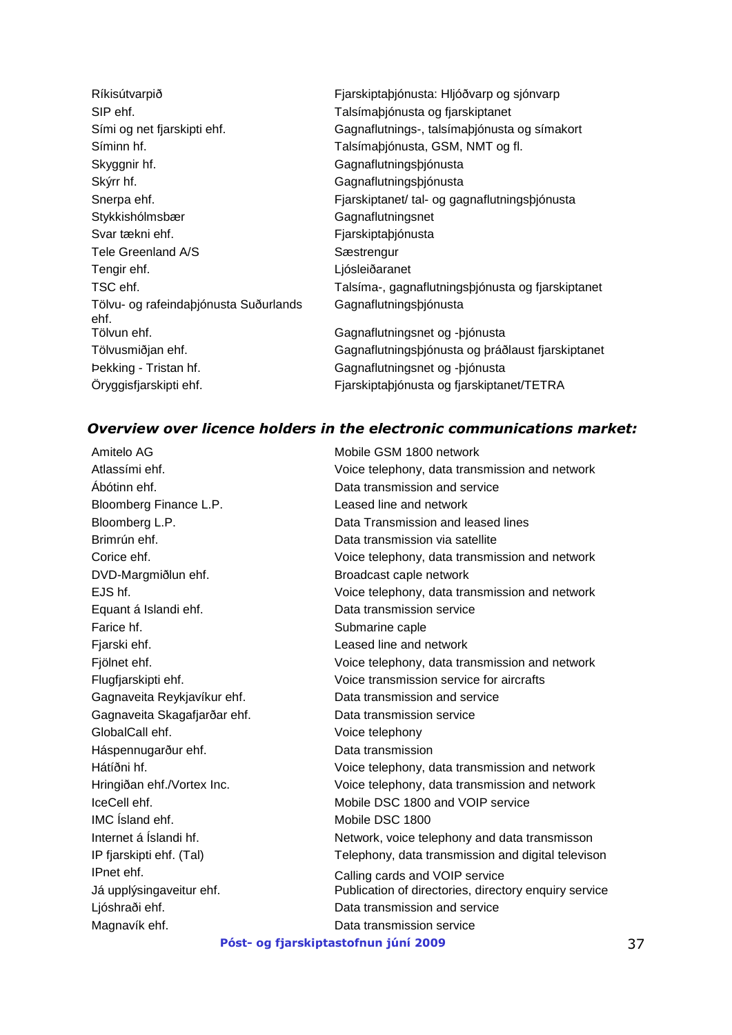| | |
|---|---|
| Ríkisútvarpið | Fjarskiptaþjónusta: Hljóðvarp og sjónvarp |
| SIP ehf. | Talsímaþjónusta og fjarskiptanet |
| Sími og net fjarskipti ehf. | Gagnaflutnings-, talsímaþjónusta og símakort |
| Síminn hf. | Talsímaþjónusta, GSM, NMT og fl. |
| Skyggnir hf. | Gagnaflutningsþjónusta |
| Skýrr hf. | Gagnaflutningsþjónusta |
| Snerpa ehf. | Fjarskiptanet/ tal- og gagnaflutningsþjónusta |
| Stykkishólmsbær | Gagnaflutningsnet |
| Svar tækni ehf. | Fjarskiptaþjónusta |
| Tele Greenland A/S | Sæstrengur |
| Tengir ehf. | Ljósleiðaranet |
| TSC ehf. | Talsíma-, gagnaflutningsþjónusta og fjarskiptanet |
| Tölvu- og rafeindaþjónusta Suðurlands ehf. | Gagnaflutningsþjónusta |
| Tölvun ehf. | Gagnaflutningsnet og -þjónusta |
| Tölvusmiðjan ehf. | Gagnaflutningsþjónusta og þráðlaust fjarskiptanet |
| Þekking - Tristan hf. | Gagnaflutningsnet og -þjónusta |
| Öryggisfjarskipti ehf. | Fjarskiptaþjónusta og fjarskiptanet/TETRA |

### *Overview over licence holders in the electronic communications market:*

| | |
|---|---|
| Amitelo AG | Mobile GSM 1800 network |
| Atlassími ehf. | Voice telephony, data transmission and network |
| Ábótinn ehf. | Data transmission and service |
| Bloomberg Finance L.P. | Leased line and network |
| Bloomberg L.P. | Data Transmission and leased lines |
| Brimrún ehf. | Data transmission via satellite |
| Corice ehf. | Voice telephony, data transmission and network |
| DVD-Margmiðlun ehf. | Broadcast caple network |
| EJS hf. | Voice telephony, data transmission and network |
| Equant á Islandi ehf. | Data transmission service |
| Farice hf. | Submarine caple |
| Fjarski ehf. | Leased line and network |
| Fjölnet ehf. | Voice telephony, data transmission and network |
| Flugfjarskipti ehf. | Voice transmission service for aircrafts |
| Gagnaveita Reykjavíkur ehf. | Data transmission and service |
| Gagnaveita Skagafjarðar ehf. | Data transmission service |
| GlobalCall ehf. | Voice telephony |
| Háspennugarður ehf. | Data transmission |
| Hátíðni hf. | Voice telephony, data transmission and network |
| Hringiðan ehf./Vortex Inc. | Voice telephony, data transmission and network |
| IceCell ehf. | Mobile DSC 1800 and VOIP service |
| IMC Ísland ehf. | Mobile DSC 1800 |
| Internet á Íslandi hf. | Network, voice telephony and data transmisson |
| IP fjarskipti ehf. (Tal) | Telephony, data transmission and digital televison |
| IPnet ehf. | Calling cards and VOIP service |
| Já upplýsingaveitur ehf. | Publication of directories, directory enquiry service |
| Ljóshraði ehf. | Data transmission and service |
| Magnavík ehf. | Data transmission service |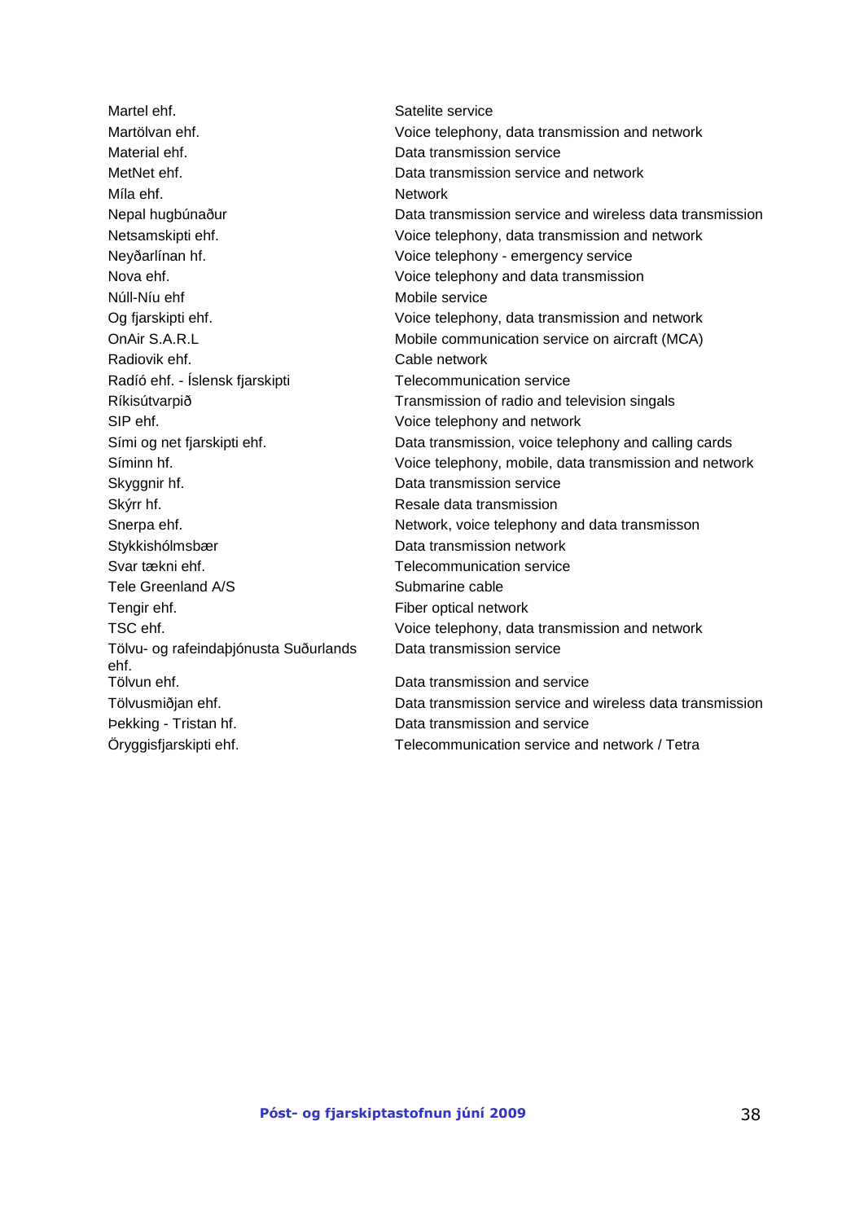| | |
|---|---|
| Martel ehf. | Satelite service |
| Martölvan ehf. | Voice telephony, data transmission and network |
| Material ehf. | Data transmission service |
| MetNet ehf. | Data transmission service and network |
| Míla ehf. | Network |
| Nepal hugbúnaður | Data transmission service and wireless data transmission |
| Netsamskipti ehf. | Voice telephony, data transmission and network |
| Neyðarlínan hf. | Voice telephony - emergency service |
| Nova ehf. | Voice telephony and data transmission |
| Núll-Níu ehf | Mobile service |
| Og fjarskipti ehf. | Voice telephony, data transmission and network |
| OnAir S.A.R.L | Mobile communication service on aircraft (MCA) |
| Radiovik ehf. | Cable network |
| Radíó ehf. - Íslensk fjarskipti | Telecommunication service |
| Ríkisútvarpið | Transmission of radio and television singals |
| SIP ehf. | Voice telephony and network |
| Sími og net fjarskipti ehf. | Data transmission, voice telephony and calling cards |
| Síminn hf. | Voice telephony, mobile, data transmission and network |
| Skyggnir hf. | Data transmission service |
| Skýrr hf. | Resale data transmission |
| Snerpa ehf. | Network, voice telephony and data transmisson |
| Stykkishólmsbær | Data transmission network |
| Svar tækni ehf. | Telecommunication service |
| Tele Greenland A/S | Submarine cable |
| Tengir ehf. | Fiber optical network |
| TSC ehf. | Voice telephony, data transmission and network |
| Tölvu- og rafeindaþjónusta Suðurlands ehf. | Data transmission service |
| Tölvun ehf. | Data transmission and service |
| Tölvusmiðjan ehf. | Data transmission service and wireless data transmission |
| Þekking - Tristan hf. | Data transmission and service |
| Öryggisfjarskipti ehf. | Telecommunication service and network / Tetra |

**Póst- og fjarskiptastofnun júní 2009**